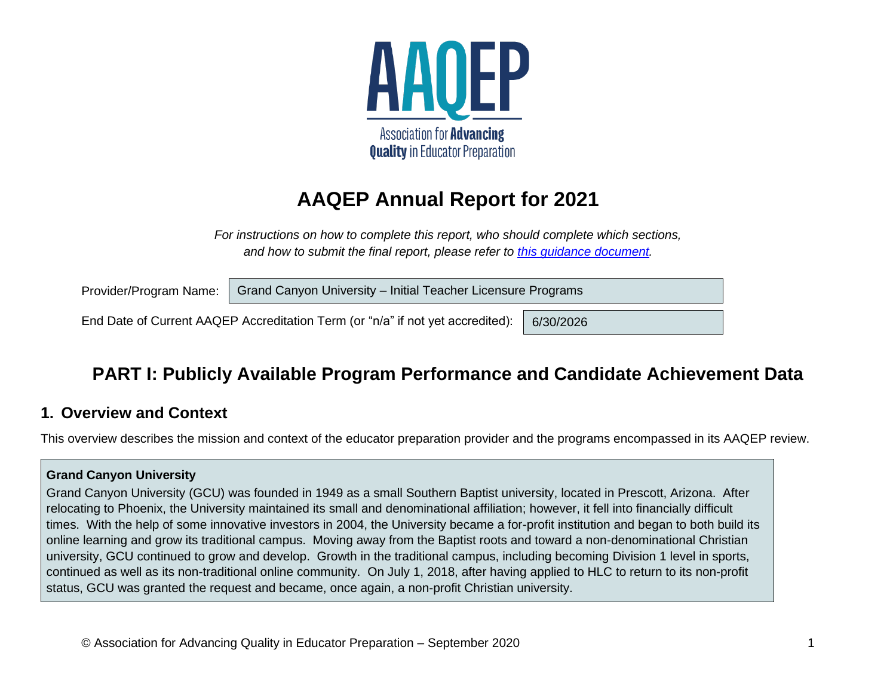AAQEP

Association for **Advancing Quality** in Educator Preparation

# AAQEP Annual Report for 2021

*For instructions on how to complete this report, who should complete which sections, and how to submit the final report, please refer to [this guidance document](#).*

Provider/Program Name: Grand Canyon University – Initial Teacher Licensure Programs

End Date of Current AAQEP Accreditation Term (or "n/a" if not yet accredited): 6/30/2026

## PART I: Publicly Available Program Performance and Candidate Achievement Data

### 1. Overview and Context

This overview describes the mission and context of the educator preparation provider and the programs encompassed in its AAQEP review.

**Grand Canyon University**

Grand Canyon University (GCU) was founded in 1949 as a small Southern Baptist university, located in Prescott, Arizona. After relocating to Phoenix, the University maintained its small and denominational affiliation; however, it fell into financially difficult times. With the help of some innovative investors in 2004, the University became a for-profit institution and began to both build its online learning and grow its traditional campus. Moving away from the Baptist roots and toward a non-denominational Christian university, GCU continued to grow and develop. Growth in the traditional campus, including becoming Division 1 level in sports, continued as well as its non-traditional online community. On July 1, 2018, after having applied to HLC to return to its non-profit status, GCU was granted the request and became, once again, a non-profit Christian university.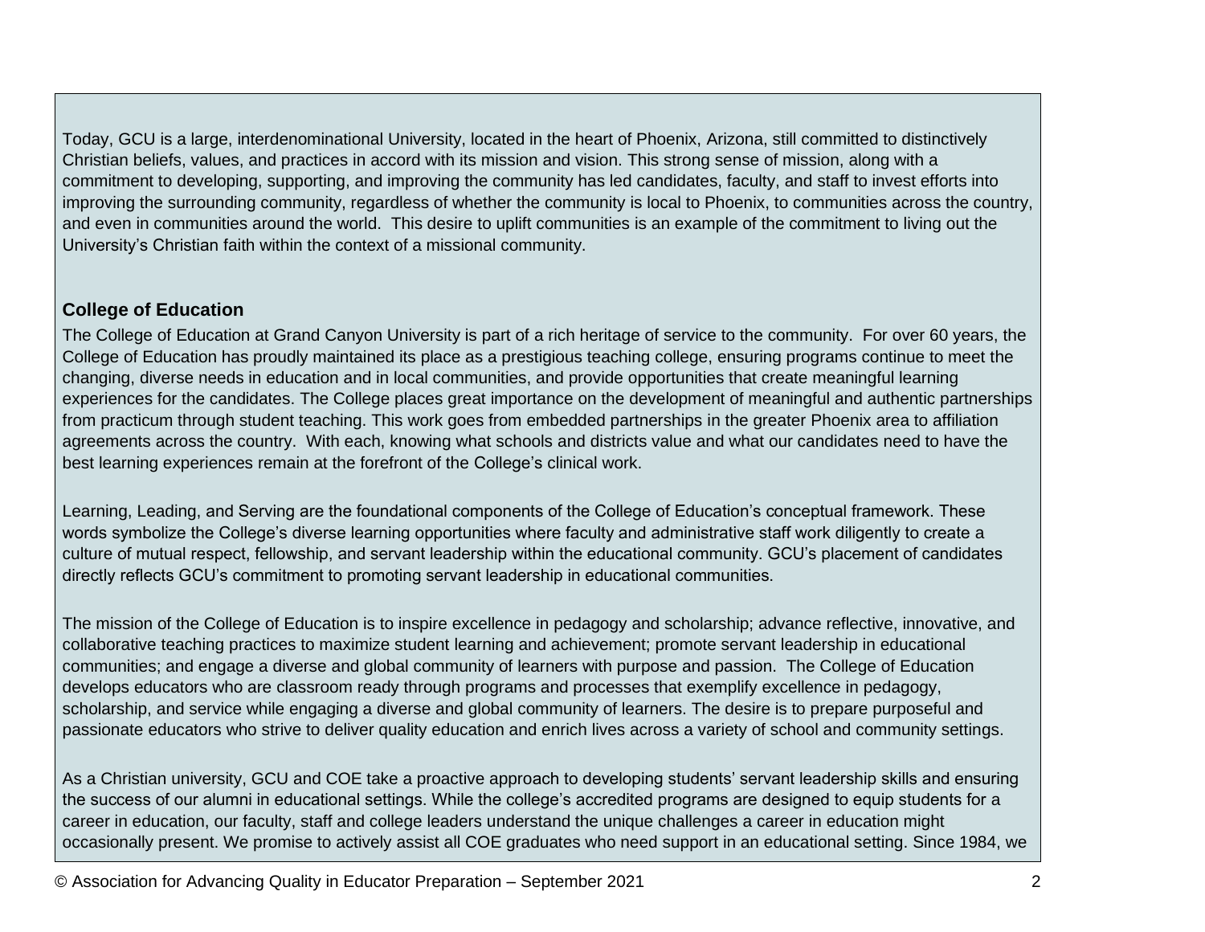Today, GCU is a large, interdenominational University, located in the heart of Phoenix, Arizona, still committed to distinctively Christian beliefs, values, and practices in accord with its mission and vision. This strong sense of mission, along with a commitment to developing, supporting, and improving the community has led candidates, faculty, and staff to invest efforts into improving the surrounding community, regardless of whether the community is local to Phoenix, to communities across the country, and even in communities around the world. This desire to uplift communities is an example of the commitment to living out the University's Christian faith within the context of a missional community.

### College of Education

The College of Education at Grand Canyon University is part of a rich heritage of service to the community. For over 60 years, the College of Education has proudly maintained its place as a prestigious teaching college, ensuring programs continue to meet the changing, diverse needs in education and in local communities, and provide opportunities that create meaningful learning experiences for the candidates. The College places great importance on the development of meaningful and authentic partnerships from practicum through student teaching. This work goes from embedded partnerships in the greater Phoenix area to affiliation agreements across the country. With each, knowing what schools and districts value and what our candidates need to have the best learning experiences remain at the forefront of the College's clinical work.

Learning, Leading, and Serving are the foundational components of the College of Education's conceptual framework. These words symbolize the College's diverse learning opportunities where faculty and administrative staff work diligently to create a culture of mutual respect, fellowship, and servant leadership within the educational community. GCU's placement of candidates directly reflects GCU's commitment to promoting servant leadership in educational communities.

The mission of the College of Education is to inspire excellence in pedagogy and scholarship; advance reflective, innovative, and collaborative teaching practices to maximize student learning and achievement; promote servant leadership in educational communities; and engage a diverse and global community of learners with purpose and passion. The College of Education develops educators who are classroom ready through programs and processes that exemplify excellence in pedagogy, scholarship, and service while engaging a diverse and global community of learners. The desire is to prepare purposeful and passionate educators who strive to deliver quality education and enrich lives across a variety of school and community settings.

As a Christian university, GCU and COE take a proactive approach to developing students' servant leadership skills and ensuring the success of our alumni in educational settings. While the college's accredited programs are designed to equip students for a career in education, our faculty, staff and college leaders understand the unique challenges a career in education might occasionally present. We promise to actively assist all COE graduates who need support in an educational setting. Since 1984, we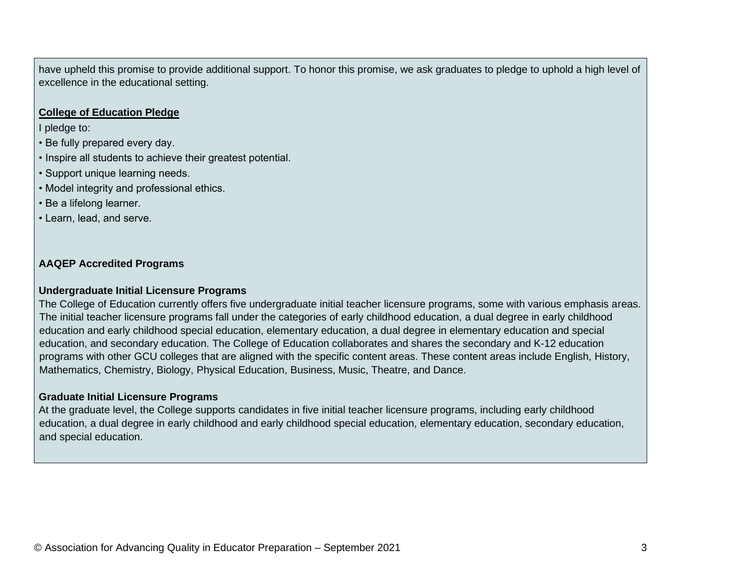have upheld this promise to provide additional support. To honor this promise, we ask graduates to pledge to uphold a high level of excellence in the educational setting.

**College of Education Pledge**

I pledge to:

- Be fully prepared every day.
- Inspire all students to achieve their greatest potential.
- Support unique learning needs.
- Model integrity and professional ethics.
- Be a lifelong learner.
- Learn, lead, and serve.

**AAQEP Accredited Programs**

**Undergraduate Initial Licensure Programs**

The College of Education currently offers five undergraduate initial teacher licensure programs, some with various emphasis areas. The initial teacher licensure programs fall under the categories of early childhood education, a dual degree in early childhood education and early childhood special education, elementary education, a dual degree in elementary education and special education, and secondary education. The College of Education collaborates and shares the secondary and K-12 education programs with other GCU colleges that are aligned with the specific content areas. These content areas include English, History, Mathematics, Chemistry, Biology, Physical Education, Business, Music, Theatre, and Dance.

**Graduate Initial Licensure Programs**

At the graduate level, the College supports candidates in five initial teacher licensure programs, including early childhood education, a dual degree in early childhood and early childhood special education, elementary education, secondary education, and special education.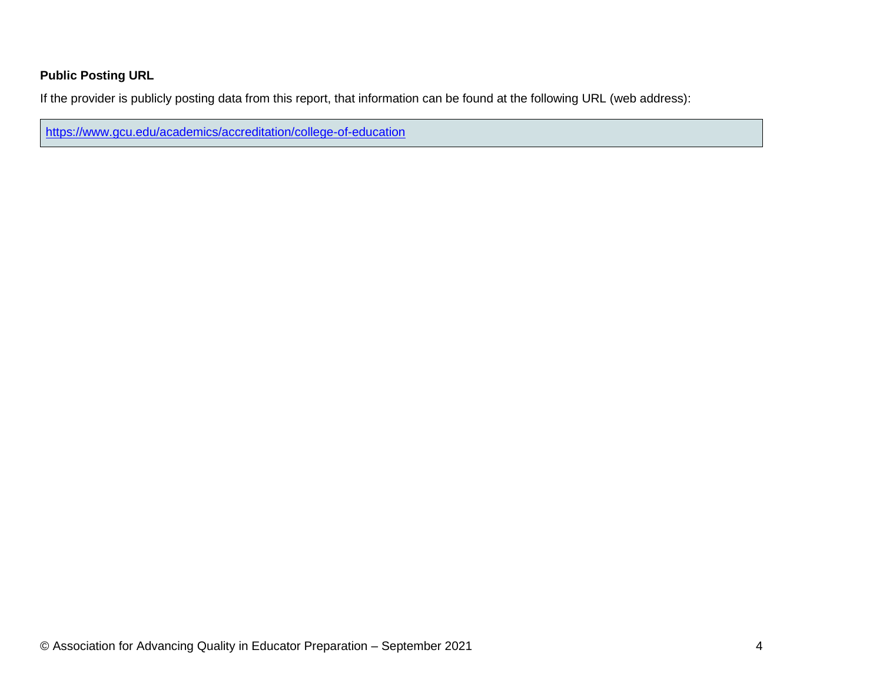**Public Posting URL**

If the provider is publicly posting data from this report, that information can be found at the following URL (web address):

| https://www.gcu.edu/academics/accreditation/college-of-education |
| --- |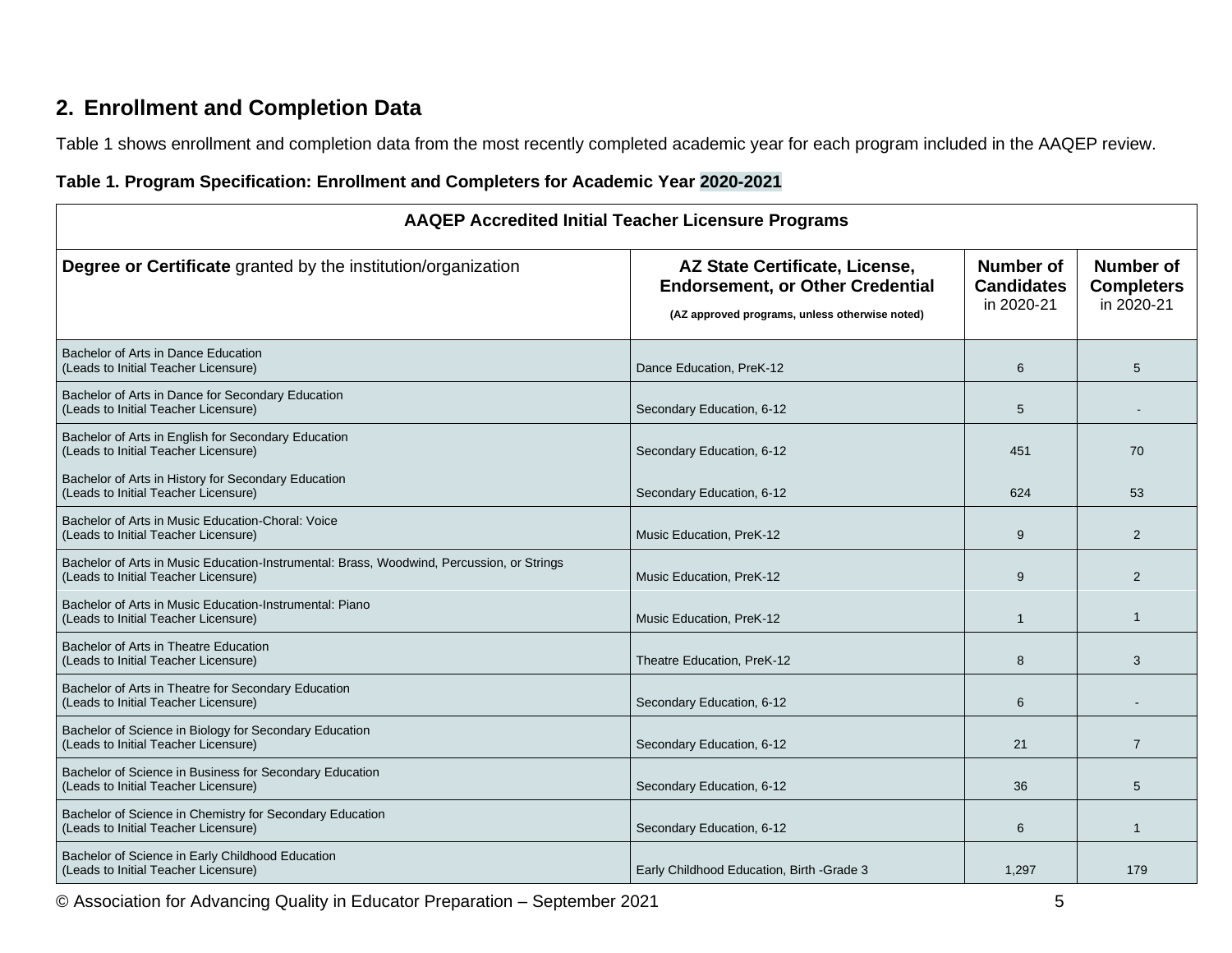## 2. Enrollment and Completion Data

Table 1 shows enrollment and completion data from the most recently completed academic year for each program included in the AAQEP review.

**Table 1. Program Specification: Enrollment and Completers for Academic Year 2020-2021**

| AAQEP Accredited Initial Teacher Licensure Programs | | | |
|---|---|---|---|
| **Degree or Certificate** granted by the institution/organization | **AZ State Certificate, License, Endorsement, or Other Credential** (AZ approved programs, unless otherwise noted) | **Number of Candidates** in 2020-21 | **Number of Completers** in 2020-21 |
| Bachelor of Arts in Dance Education (Leads to Initial Teacher Licensure) | Dance Education, PreK-12 | 6 | 5 |
| Bachelor of Arts in Dance for Secondary Education (Leads to Initial Teacher Licensure) | Secondary Education, 6-12 | 5 | - |
| Bachelor of Arts in English for Secondary Education (Leads to Initial Teacher Licensure) | Secondary Education, 6-12 | 451 | 70 |
| Bachelor of Arts in History for Secondary Education (Leads to Initial Teacher Licensure) | Secondary Education, 6-12 | 624 | 53 |
| Bachelor of Arts in Music Education-Choral: Voice (Leads to Initial Teacher Licensure) | Music Education, PreK-12 | 9 | 2 |
| Bachelor of Arts in Music Education-Instrumental: Brass, Woodwind, Percussion, or Strings (Leads to Initial Teacher Licensure) | Music Education, PreK-12 | 9 | 2 |
| Bachelor of Arts in Music Education-Instrumental: Piano (Leads to Initial Teacher Licensure) | Music Education, PreK-12 | 1 | 1 |
| Bachelor of Arts in Theatre Education (Leads to Initial Teacher Licensure) | Theatre Education, PreK-12 | 8 | 3 |
| Bachelor of Arts in Theatre for Secondary Education (Leads to Initial Teacher Licensure) | Secondary Education, 6-12 | 6 | - |
| Bachelor of Science in Biology for Secondary Education (Leads to Initial Teacher Licensure) | Secondary Education, 6-12 | 21 | 7 |
| Bachelor of Science in Business for Secondary Education (Leads to Initial Teacher Licensure) | Secondary Education, 6-12 | 36 | 5 |
| Bachelor of Science in Chemistry for Secondary Education (Leads to Initial Teacher Licensure) | Secondary Education, 6-12 | 6 | 1 |
| Bachelor of Science in Early Childhood Education (Leads to Initial Teacher Licensure) | Early Childhood Education, Birth -Grade 3 | 1,297 | 179 |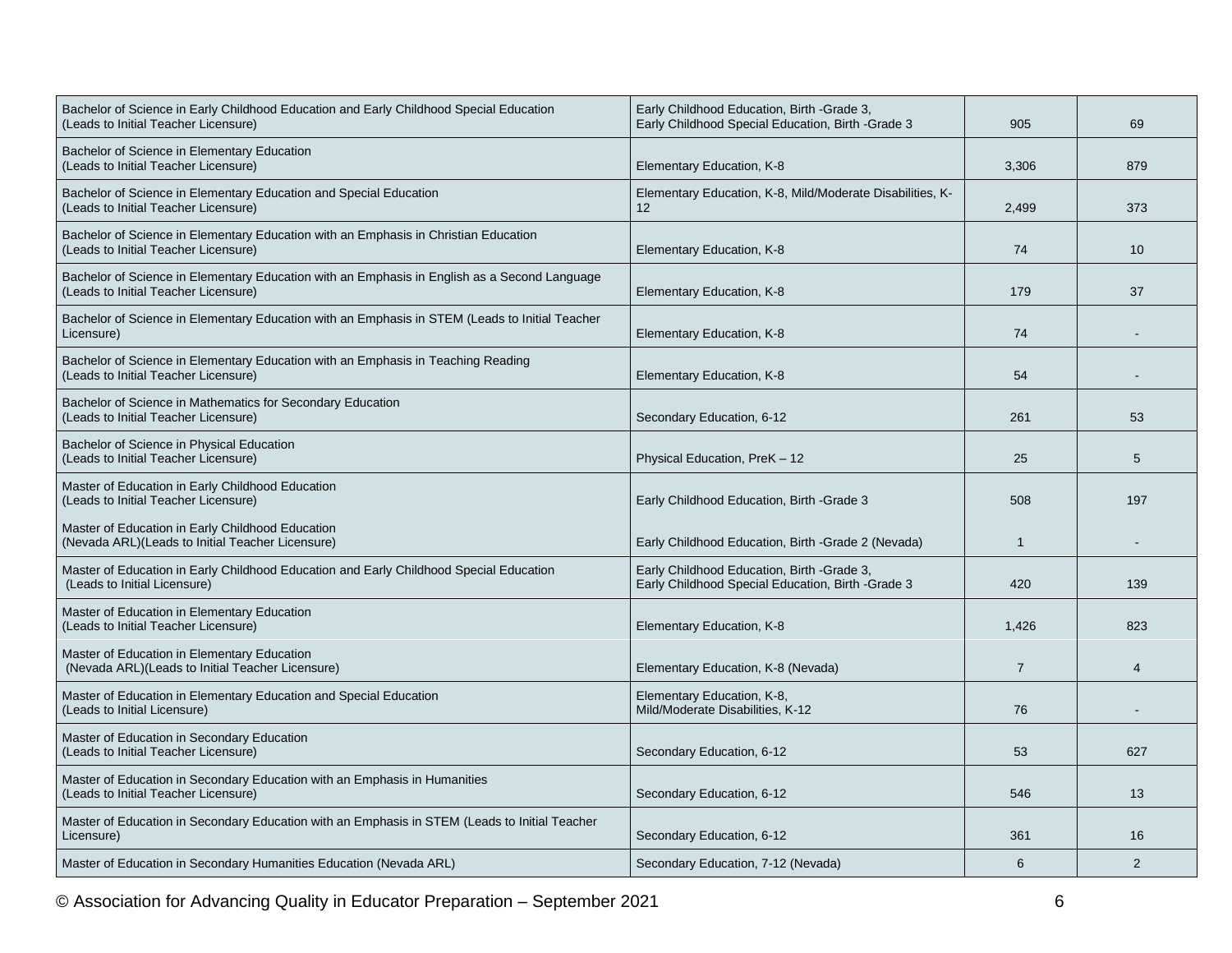| | | | |
|---|---|---|---|
| Bachelor of Science in Early Childhood Education and Early Childhood Special Education (Leads to Initial Teacher Licensure) | Early Childhood Education, Birth -Grade 3, Early Childhood Special Education, Birth -Grade 3 | 905 | 69 |
| Bachelor of Science in Elementary Education (Leads to Initial Teacher Licensure) | Elementary Education, K-8 | 3,306 | 879 |
| Bachelor of Science in Elementary Education and Special Education (Leads to Initial Teacher Licensure) | Elementary Education, K-8, Mild/Moderate Disabilities, K-12 | 2,499 | 373 |
| Bachelor of Science in Elementary Education with an Emphasis in Christian Education (Leads to Initial Teacher Licensure) | Elementary Education, K-8 | 74 | 10 |
| Bachelor of Science in Elementary Education with an Emphasis in English as a Second Language (Leads to Initial Teacher Licensure) | Elementary Education, K-8 | 179 | 37 |
| Bachelor of Science in Elementary Education with an Emphasis in STEM (Leads to Initial Teacher Licensure) | Elementary Education, K-8 | 74 | - |
| Bachelor of Science in Elementary Education with an Emphasis in Teaching Reading (Leads to Initial Teacher Licensure) | Elementary Education, K-8 | 54 | - |
| Bachelor of Science in Mathematics for Secondary Education (Leads to Initial Teacher Licensure) | Secondary Education, 6-12 | 261 | 53 |
| Bachelor of Science in Physical Education (Leads to Initial Teacher Licensure) | Physical Education, PreK – 12 | 25 | 5 |
| Master of Education in Early Childhood Education (Leads to Initial Teacher Licensure) | Early Childhood Education, Birth -Grade 3 | 508 | 197 |
| Master of Education in Early Childhood Education (Nevada ARL)(Leads to Initial Teacher Licensure) | Early Childhood Education, Birth -Grade 2 (Nevada) | 1 | - |
| Master of Education in Early Childhood Education and Early Childhood Special Education (Leads to Initial Licensure) | Early Childhood Education, Birth -Grade 3, Early Childhood Special Education, Birth -Grade 3 | 420 | 139 |
| Master of Education in Elementary Education (Leads to Initial Teacher Licensure) | Elementary Education, K-8 | 1,426 | 823 |
| Master of Education in Elementary Education (Nevada ARL)(Leads to Initial Teacher Licensure) | Elementary Education, K-8 (Nevada) | 7 | 4 |
| Master of Education in Elementary Education and Special Education (Leads to Initial Licensure) | Elementary Education, K-8, Mild/Moderate Disabilities, K-12 | 76 | - |
| Master of Education in Secondary Education (Leads to Initial Teacher Licensure) | Secondary Education, 6-12 | 53 | 627 |
| Master of Education in Secondary Education with an Emphasis in Humanities (Leads to Initial Teacher Licensure) | Secondary Education, 6-12 | 546 | 13 |
| Master of Education in Secondary Education with an Emphasis in STEM (Leads to Initial Teacher Licensure) | Secondary Education, 6-12 | 361 | 16 |
| Master of Education in Secondary Humanities Education (Nevada ARL) | Secondary Education, 7-12 (Nevada) | 6 | 2 |

© Association for Advancing Quality in Educator Preparation – September 2021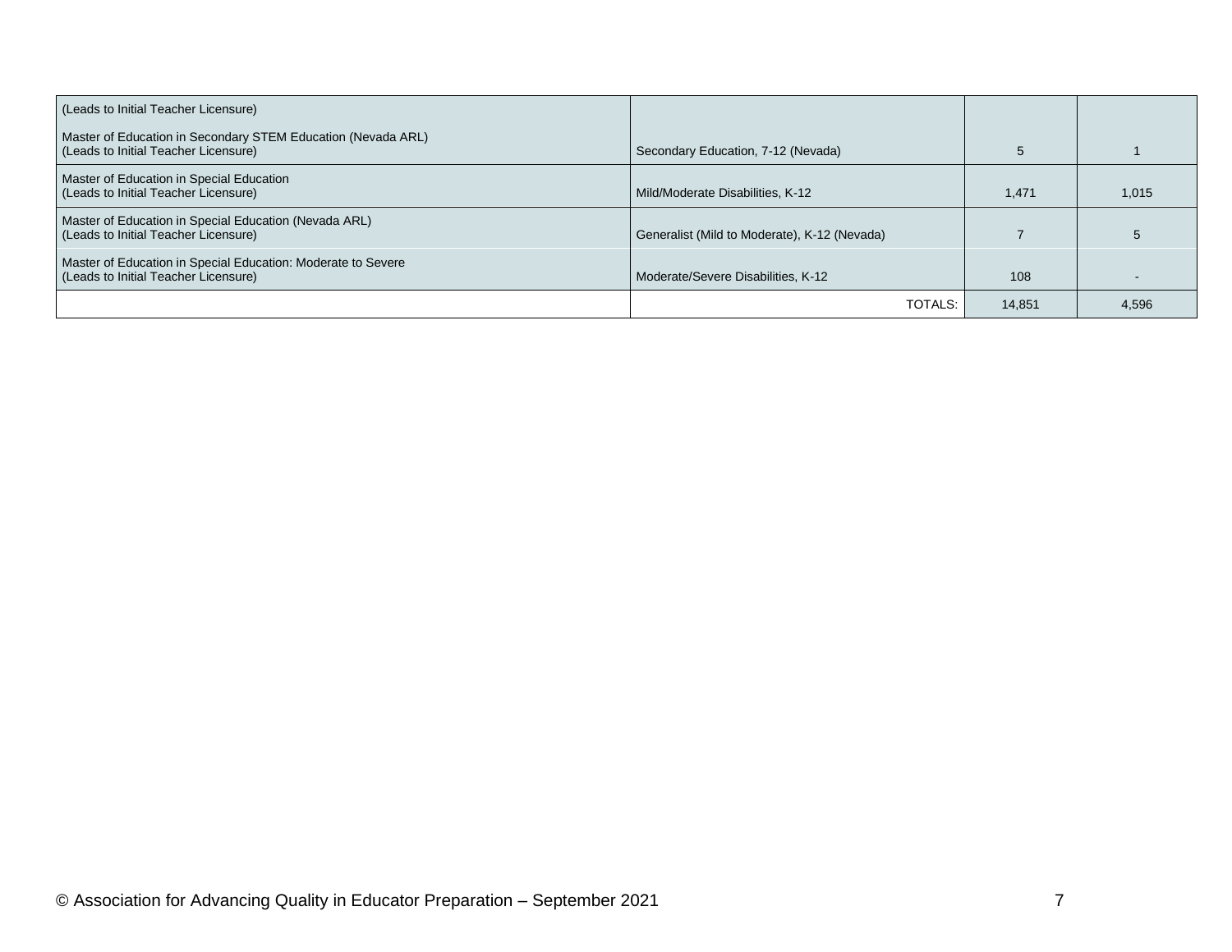| | | | |
|---|---|---|---|
| (Leads to Initial Teacher Licensure)<br><br>Master of Education in Secondary STEM Education (Nevada ARL)<br>(Leads to Initial Teacher Licensure) | Secondary Education, 7-12 (Nevada) | 5 | 1 |
| Master of Education in Special Education<br>(Leads to Initial Teacher Licensure) | Mild/Moderate Disabilities, K-12 | 1,471 | 1,015 |
| Master of Education in Special Education (Nevada ARL)<br>(Leads to Initial Teacher Licensure) | Generalist (Mild to Moderate), K-12 (Nevada) | 7 | 5 |
| Master of Education in Special Education: Moderate to Severe<br>(Leads to Initial Teacher Licensure) | Moderate/Severe Disabilities, K-12 | 108 | - |
| | TOTALS: | 14,851 | 4,596 |

© Association for Advancing Quality in Educator Preparation – September 2021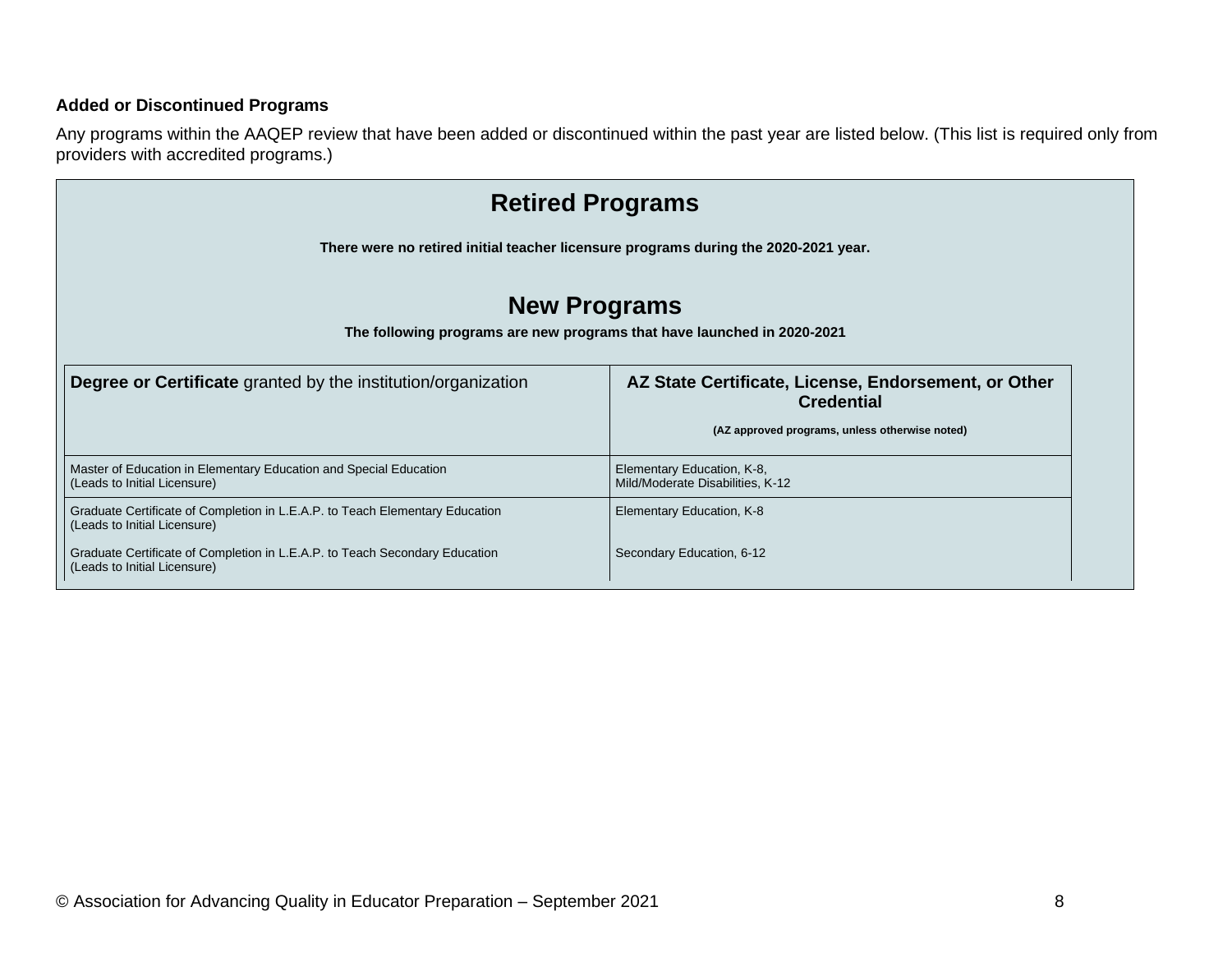**Added or Discontinued Programs**

Any programs within the AAQEP review that have been added or discontinued within the past year are listed below. (This list is required only from providers with accredited programs.)

## Retired Programs

**There were no retired initial teacher licensure programs during the 2020-2021 year.**

## New Programs

**The following programs are new programs that have launched in 2020-2021**

| **Degree or Certificate** granted by the institution/organization | **AZ State Certificate, License, Endorsement, or Other Credential** (AZ approved programs, unless otherwise noted) |
|---|---|
| Master of Education in Elementary Education and Special Education (Leads to Initial Licensure) | Elementary Education, K-8, Mild/Moderate Disabilities, K-12 |
| Graduate Certificate of Completion in L.E.A.P. to Teach Elementary Education (Leads to Initial Licensure) | Elementary Education, K-8 |
| Graduate Certificate of Completion in L.E.A.P. to Teach Secondary Education (Leads to Initial Licensure) | Secondary Education, 6-12 |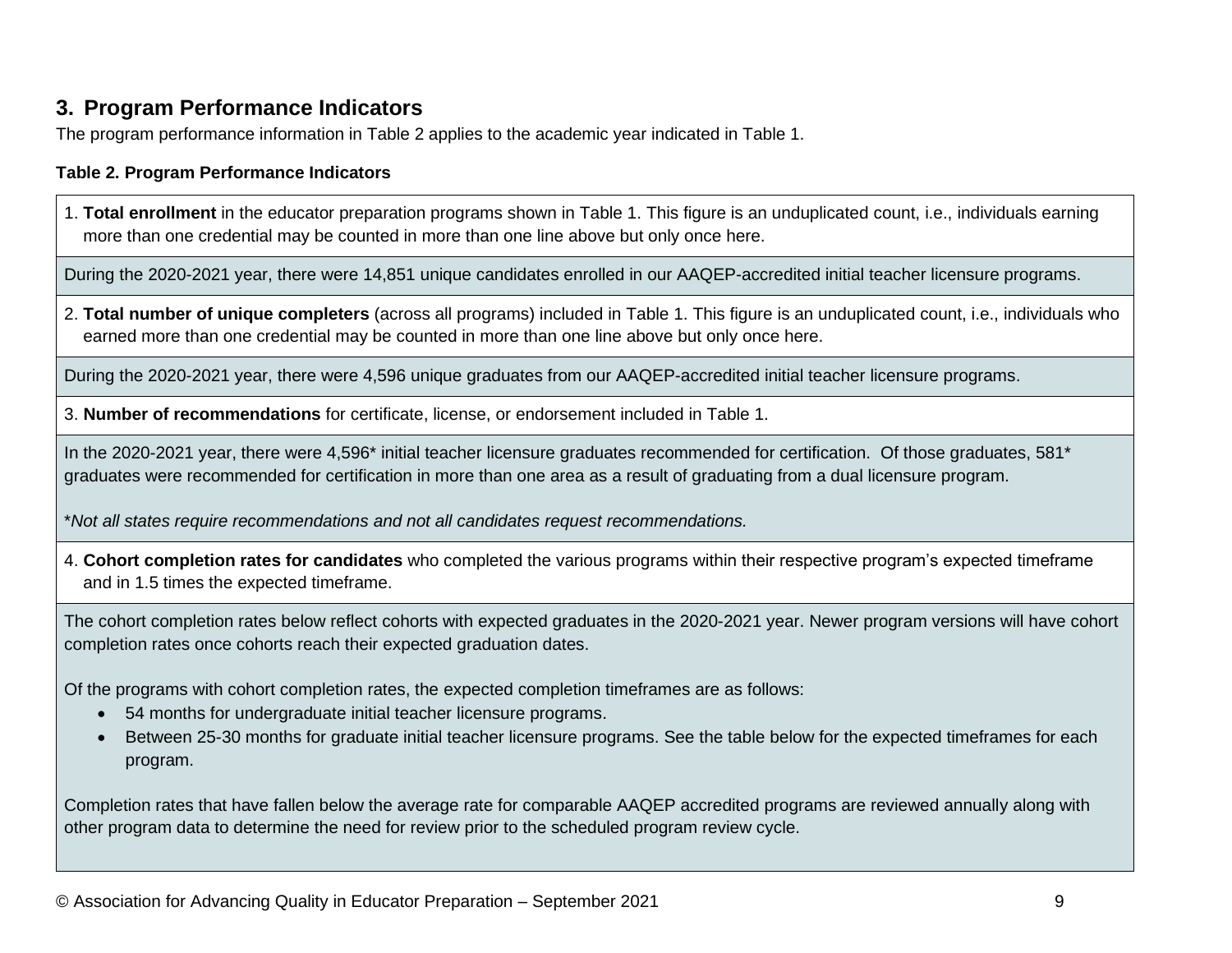## 3. Program Performance Indicators

The program performance information in Table 2 applies to the academic year indicated in Table 1.

**Table 2. Program Performance Indicators**

1. **Total enrollment** in the educator preparation programs shown in Table 1. This figure is an unduplicated count, i.e., individuals earning more than one credential may be counted in more than one line above but only once here.

During the 2020-2021 year, there were 14,851 unique candidates enrolled in our AAQEP-accredited initial teacher licensure programs.

2. **Total number of unique completers** (across all programs) included in Table 1. This figure is an unduplicated count, i.e., individuals who earned more than one credential may be counted in more than one line above but only once here.

During the 2020-2021 year, there were 4,596 unique graduates from our AAQEP-accredited initial teacher licensure programs.

3. **Number of recommendations** for certificate, license, or endorsement included in Table 1.

In the 2020-2021 year, there were 4,596* initial teacher licensure graduates recommended for certification. Of those graduates, 581* graduates were recommended for certification in more than one area as a result of graduating from a dual licensure program.

**Not all states require recommendations and not all candidates request recommendations.*

4. **Cohort completion rates for candidates** who completed the various programs within their respective program's expected timeframe and in 1.5 times the expected timeframe.

The cohort completion rates below reflect cohorts with expected graduates in the 2020-2021 year. Newer program versions will have cohort completion rates once cohorts reach their expected graduation dates.

Of the programs with cohort completion rates, the expected completion timeframes are as follows:

- 54 months for undergraduate initial teacher licensure programs.
- Between 25-30 months for graduate initial teacher licensure programs. See the table below for the expected timeframes for each program.

Completion rates that have fallen below the average rate for comparable AAQEP accredited programs are reviewed annually along with other program data to determine the need for review prior to the scheduled program review cycle.

© Association for Advancing Quality in Educator Preparation – September 2021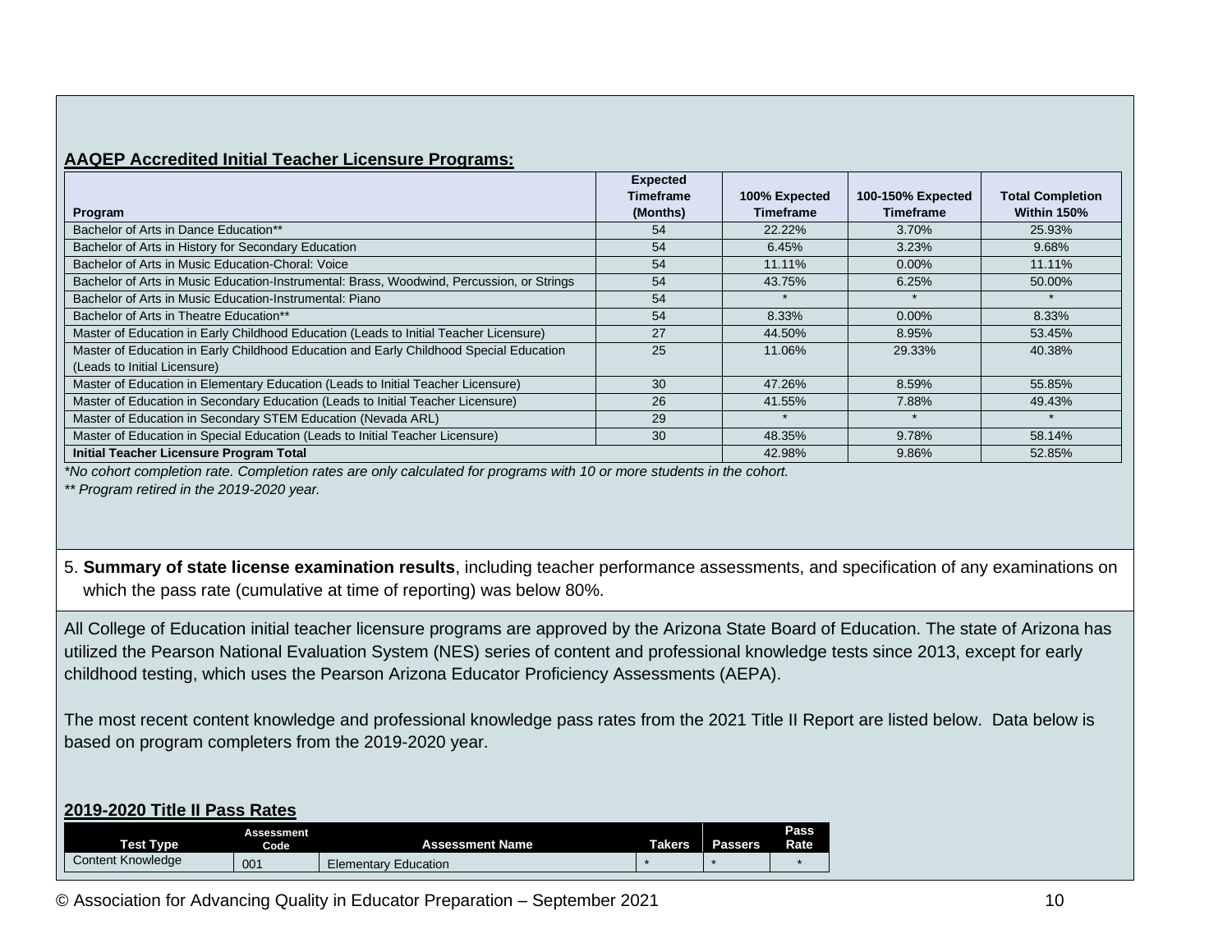**AAQEP Accredited Initial Teacher Licensure Programs:**

| Program | Expected Timeframe (Months) | 100% Expected Timeframe | 100-150% Expected Timeframe | Total Completion Within 150% |
|---|---|---|---|---|
| Bachelor of Arts in Dance Education** | 54 | 22.22% | 3.70% | 25.93% |
| Bachelor of Arts in History for Secondary Education | 54 | 6.45% | 3.23% | 9.68% |
| Bachelor of Arts in Music Education-Choral: Voice | 54 | 11.11% | 0.00% | 11.11% |
| Bachelor of Arts in Music Education-Instrumental: Brass, Woodwind, Percussion, or Strings | 54 | 43.75% | 6.25% | 50.00% |
| Bachelor of Arts in Music Education-Instrumental: Piano | 54 | * | * | * |
| Bachelor of Arts in Theatre Education** | 54 | 8.33% | 0.00% | 8.33% |
| Master of Education in Early Childhood Education (Leads to Initial Teacher Licensure) | 27 | 44.50% | 8.95% | 53.45% |
| Master of Education in Early Childhood Education and Early Childhood Special Education (Leads to Initial Licensure) | 25 | 11.06% | 29.33% | 40.38% |
| Master of Education in Elementary Education (Leads to Initial Teacher Licensure) | 30 | 47.26% | 8.59% | 55.85% |
| Master of Education in Secondary Education (Leads to Initial Teacher Licensure) | 26 | 41.55% | 7.88% | 49.43% |
| Master of Education in Secondary STEM Education (Nevada ARL) | 29 | * | * | * |
| Master of Education in Special Education (Leads to Initial Teacher Licensure) | 30 | 48.35% | 9.78% | 58.14% |
| **Initial Teacher Licensure Program Total** | | 42.98% | 9.86% | 52.85% |

*\*No cohort completion rate. Completion rates are only calculated for programs with 10 or more students in the cohort.*

*\*\* Program retired in the 2019-2020 year.*

5. **Summary of state license examination results**, including teacher performance assessments, and specification of any examinations on which the pass rate (cumulative at time of reporting) was below 80%.

All College of Education initial teacher licensure programs are approved by the Arizona State Board of Education. The state of Arizona has utilized the Pearson National Evaluation System (NES) series of content and professional knowledge tests since 2013, except for early childhood testing, which uses the Pearson Arizona Educator Proficiency Assessments (AEPA).

The most recent content knowledge and professional knowledge pass rates from the 2021 Title II Report are listed below. Data below is based on program completers from the 2019-2020 year.

**2019-2020 Title II Pass Rates**

| Test Type | Assessment Code | Assessment Name | Takers | Passers | Pass Rate |
|---|---|---|---|---|---|
| Content Knowledge | 001 | Elementary Education | * | * | * |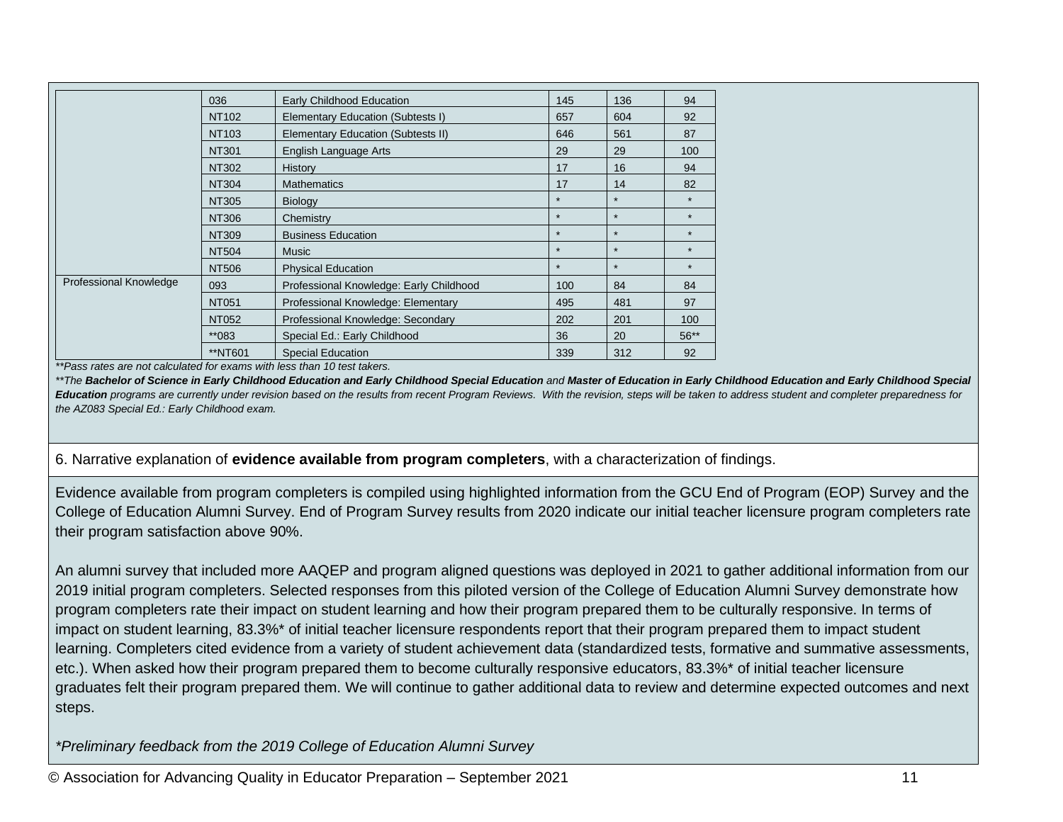| | | | | | |
|---|---|---|---|---|---|
| | 036 | Early Childhood Education | 145 | 136 | 94 |
| | NT102 | Elementary Education (Subtests I) | 657 | 604 | 92 |
| | NT103 | Elementary Education (Subtests II) | 646 | 561 | 87 |
| | NT301 | English Language Arts | 29 | 29 | 100 |
| | NT302 | History | 17 | 16 | 94 |
| | NT304 | Mathematics | 17 | 14 | 82 |
| | NT305 | Biology | * | * | * |
| | NT306 | Chemistry | * | * | * |
| | NT309 | Business Education | * | * | * |
| | NT504 | Music | * | * | * |
| | NT506 | Physical Education | * | * | * |
| Professional Knowledge | 093 | Professional Knowledge: Early Childhood | 100 | 84 | 84 |
| | NT051 | Professional Knowledge: Elementary | 495 | 481 | 97 |
| | NT052 | Professional Knowledge: Secondary | 202 | 201 | 100 |
| | **083 | Special Ed.: Early Childhood | 36 | 20 | 56** |
| | **NT601 | Special Education | 339 | 312 | 92 |

*\*\*Pass rates are not calculated for exams with less than 10 test takers.*

*\*\*The **Bachelor of Science in Early Childhood Education and Early Childhood Special Education** and **Master of Education in Early Childhood Education and Early Childhood Special Education** programs are currently under revision based on the results from recent Program Reviews. With the revision, steps will be taken to address student and completer preparedness for the AZ083 Special Ed.: Early Childhood exam.*

6. Narrative explanation of **evidence available from program completers**, with a characterization of findings.

Evidence available from program completers is compiled using highlighted information from the GCU End of Program (EOP) Survey and the College of Education Alumni Survey. End of Program Survey results from 2020 indicate our initial teacher licensure program completers rate their program satisfaction above 90%.

An alumni survey that included more AAQEP and program aligned questions was deployed in 2021 to gather additional information from our 2019 initial program completers. Selected responses from this piloted version of the College of Education Alumni Survey demonstrate how program completers rate their impact on student learning and how their program prepared them to be culturally responsive. In terms of impact on student learning, 83.3%* of initial teacher licensure respondents report that their program prepared them to impact student learning. Completers cited evidence from a variety of student achievement data (standardized tests, formative and summative assessments, etc.). When asked how their program prepared them to become culturally responsive educators, 83.3%* of initial teacher licensure graduates felt their program prepared them. We will continue to gather additional data to review and determine expected outcomes and next steps.

*\*Preliminary feedback from the 2019 College of Education Alumni Survey*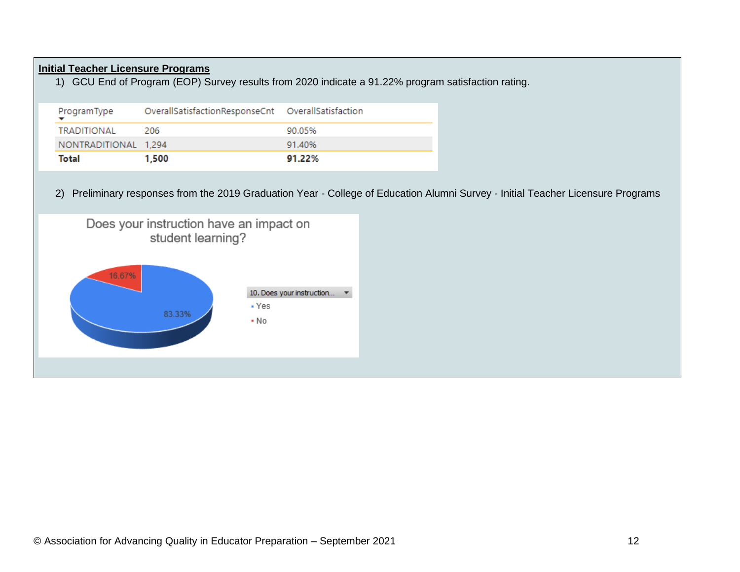**Initial Teacher Licensure Programs**

1) GCU End of Program (EOP) Survey results from 2020 indicate a 91.22% program satisfaction rating.

| ProgramType | OverallSatisfactionResponseCnt | OverallSatisfaction |
|---|---|---|
| TRADITIONAL | 206 | 90.05% |
| NONTRADITIONAL | 1,294 | 91.40% |
| **Total** | **1,500** | **91.22%** |

2) Preliminary responses from the 2019 Graduation Year - College of Education Alumni Survey - Initial Teacher Licensure Programs

Does your instruction have an impact on student learning?

| 10. Does your instruction... | |
|---|---|
| Yes | 83.33% |
| No | 16.67% |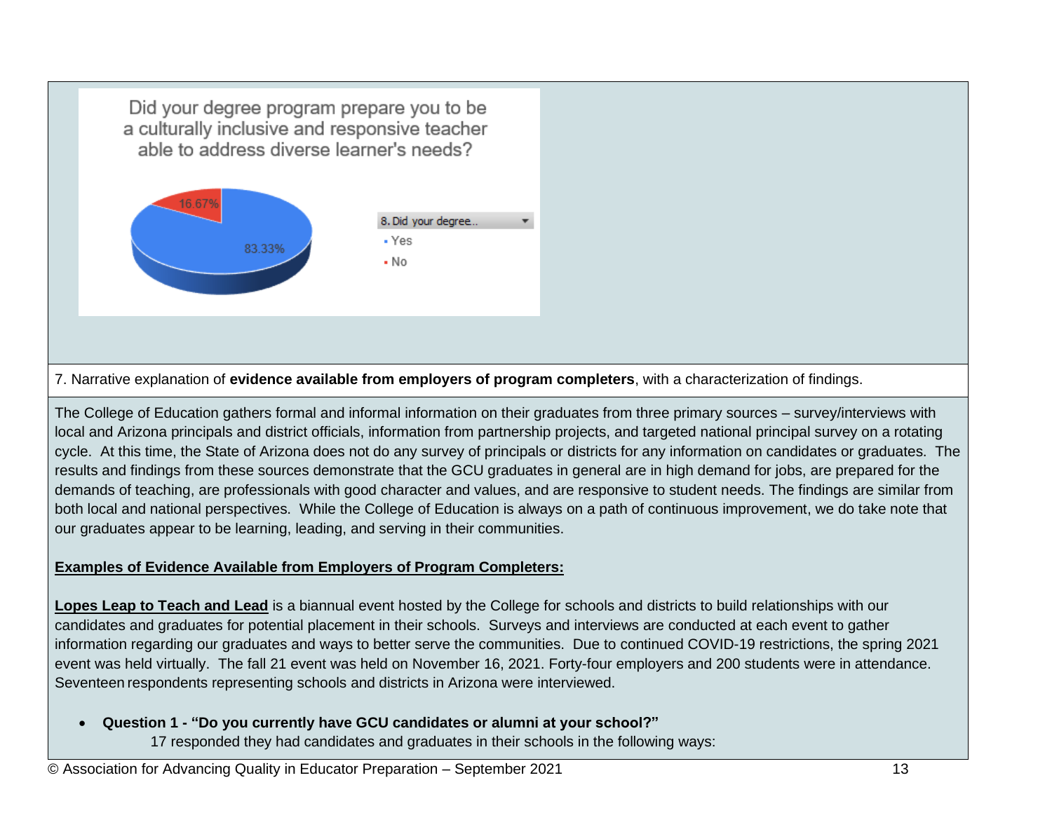Did your degree program prepare you to be a culturally inclusive and responsive teacher able to address diverse learner's needs?

8. Did your degree..

- Yes: 83.33%
- No: 16.67%

7. Narrative explanation of **evidence available from employers of program completers**, with a characterization of findings.

The College of Education gathers formal and informal information on their graduates from three primary sources – survey/interviews with local and Arizona principals and district officials, information from partnership projects, and targeted national principal survey on a rotating cycle. At this time, the State of Arizona does not do any survey of principals or districts for any information on candidates or graduates. The results and findings from these sources demonstrate that the GCU graduates in general are in high demand for jobs, are prepared for the demands of teaching, are professionals with good character and values, and are responsive to student needs. The findings are similar from both local and national perspectives. While the College of Education is always on a path of continuous improvement, we do take note that our graduates appear to be learning, leading, and serving in their communities.

**Examples of Evidence Available from Employers of Program Completers:**

**Lopes Leap to Teach and Lead** is a biannual event hosted by the College for schools and districts to build relationships with our candidates and graduates for potential placement in their schools. Surveys and interviews are conducted at each event to gather information regarding our graduates and ways to better serve the communities. Due to continued COVID-19 restrictions, the spring 2021 event was held virtually. The fall 21 event was held on November 16, 2021. Forty-four employers and 200 students were in attendance. Seventeen respondents representing schools and districts in Arizona were interviewed.

- **Question 1 - "Do you currently have GCU candidates or alumni at your school?"**
  17 responded they had candidates and graduates in their schools in the following ways: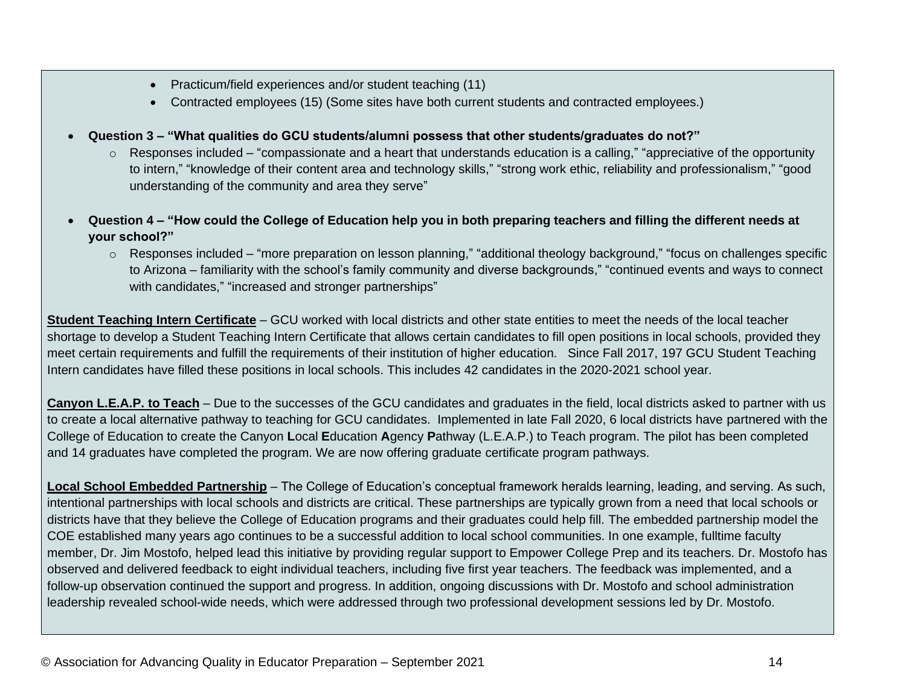- Practicum/field experiences and/or student teaching (11)
- Contracted employees (15) (Some sites have both current students and contracted employees.)

- **Question 3 – "What qualities do GCU students/alumni possess that other students/graduates do not?"**
  - Responses included – "compassionate and a heart that understands education is a calling," "appreciative of the opportunity to intern," "knowledge of their content area and technology skills," "strong work ethic, reliability and professionalism," "good understanding of the community and area they serve"

- **Question 4 – "How could the College of Education help you in both preparing teachers and filling the different needs at your school?"**
  - Responses included – "more preparation on lesson planning," "additional theology background," "focus on challenges specific to Arizona – familiarity with the school's family community and diverse backgrounds," "continued events and ways to connect with candidates," "increased and stronger partnerships"

**Student Teaching Intern Certificate** – GCU worked with local districts and other state entities to meet the needs of the local teacher shortage to develop a Student Teaching Intern Certificate that allows certain candidates to fill open positions in local schools, provided they meet certain requirements and fulfill the requirements of their institution of higher education. Since Fall 2017, 197 GCU Student Teaching Intern candidates have filled these positions in local schools. This includes 42 candidates in the 2020-2021 school year.

**Canyon L.E.A.P. to Teach** – Due to the successes of the GCU candidates and graduates in the field, local districts asked to partner with us to create a local alternative pathway to teaching for GCU candidates. Implemented in late Fall 2020, 6 local districts have partnered with the College of Education to create the Canyon **L**ocal **E**ducation **A**gency **P**athway (L.E.A.P.) to Teach program. The pilot has been completed and 14 graduates have completed the program. We are now offering graduate certificate program pathways.

**Local School Embedded Partnership** – The College of Education's conceptual framework heralds learning, leading, and serving. As such, intentional partnerships with local schools and districts are critical. These partnerships are typically grown from a need that local schools or districts have that they believe the College of Education programs and their graduates could help fill. The embedded partnership model the COE established many years ago continues to be a successful addition to local school communities. In one example, fulltime faculty member, Dr. Jim Mostofo, helped lead this initiative by providing regular support to Empower College Prep and its teachers. Dr. Mostofo has observed and delivered feedback to eight individual teachers, including five first year teachers. The feedback was implemented, and a follow-up observation continued the support and progress. In addition, ongoing discussions with Dr. Mostofo and school administration leadership revealed school-wide needs, which were addressed through two professional development sessions led by Dr. Mostofo.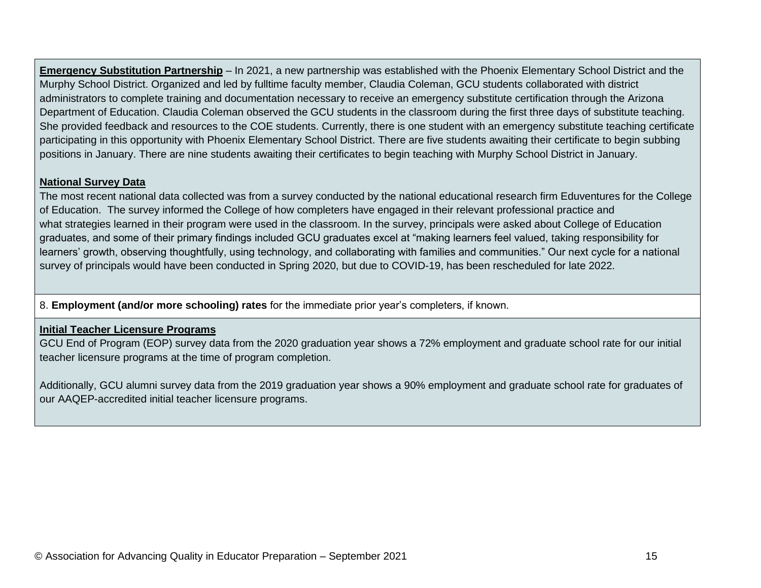**Emergency Substitution Partnership** – In 2021, a new partnership was established with the Phoenix Elementary School District and the Murphy School District. Organized and led by fulltime faculty member, Claudia Coleman, GCU students collaborated with district administrators to complete training and documentation necessary to receive an emergency substitute certification through the Arizona Department of Education. Claudia Coleman observed the GCU students in the classroom during the first three days of substitute teaching. She provided feedback and resources to the COE students. Currently, there is one student with an emergency substitute teaching certificate participating in this opportunity with Phoenix Elementary School District. There are five students awaiting their certificate to begin subbing positions in January. There are nine students awaiting their certificates to begin teaching with Murphy School District in January.

**National Survey Data**

The most recent national data collected was from a survey conducted by the national educational research firm Eduventures for the College of Education. The survey informed the College of how completers have engaged in their relevant professional practice and what strategies learned in their program were used in the classroom. In the survey, principals were asked about College of Education graduates, and some of their primary findings included GCU graduates excel at "making learners feel valued, taking responsibility for learners' growth, observing thoughtfully, using technology, and collaborating with families and communities." Our next cycle for a national survey of principals would have been conducted in Spring 2020, but due to COVID-19, has been rescheduled for late 2022.

8. **Employment (and/or more schooling) rates** for the immediate prior year's completers, if known.

**Initial Teacher Licensure Programs**

GCU End of Program (EOP) survey data from the 2020 graduation year shows a 72% employment and graduate school rate for our initial teacher licensure programs at the time of program completion.

Additionally, GCU alumni survey data from the 2019 graduation year shows a 90% employment and graduate school rate for graduates of our AAQEP-accredited initial teacher licensure programs.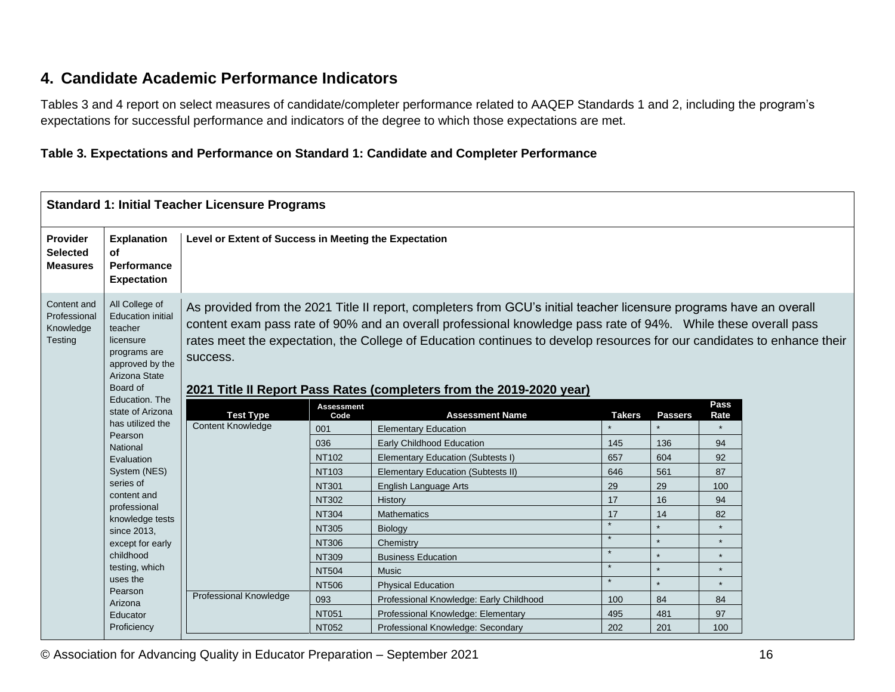## 4. Candidate Academic Performance Indicators

Tables 3 and 4 report on select measures of candidate/completer performance related to AAQEP Standards 1 and 2, including the program's expectations for successful performance and indicators of the degree to which those expectations are met.

**Table 3. Expectations and Performance on Standard 1: Candidate and Completer Performance**

| **Standard 1: Initial Teacher Licensure Programs** | | |
|---|---|---|
| **Provider Selected Measures** | **Explanation of Performance Expectation** | **Level or Extent of Success in Meeting the Expectation** |
| Content and Professional Knowledge Testing | All College of Education initial teacher licensure programs are approved by the Arizona State Board of Education. The state of Arizona has utilized the Pearson National Evaluation System (NES) series of content and professional knowledge tests since 2013, except for early childhood testing, which uses the Pearson Arizona Educator Proficiency | As provided from the 2021 Title II report, completers from GCU's initial teacher licensure programs have an overall content exam pass rate of 90% and an overall professional knowledge pass rate of 94%. While these overall pass rates meet the expectation, the College of Education continues to develop resources for our candidates to enhance their success. |

**2021 Title II Report Pass Rates (completers from the 2019-2020 year)**

| Test Type | Assessment Code | Assessment Name | Takers | Passers | Pass Rate |
|---|---|---|---|---|---|
| Content Knowledge | 001 | Elementary Education | * | * | * |
| | 036 | Early Childhood Education | 145 | 136 | 94 |
| | NT102 | Elementary Education (Subtests I) | 657 | 604 | 92 |
| | NT103 | Elementary Education (Subtests II) | 646 | 561 | 87 |
| | NT301 | English Language Arts | 29 | 29 | 100 |
| | NT302 | History | 17 | 16 | 94 |
| | NT304 | Mathematics | 17 | 14 | 82 |
| | NT305 | Biology | * | * | * |
| | NT306 | Chemistry | * | * | * |
| | NT309 | Business Education | * | * | * |
| | NT504 | Music | * | * | * |
| | NT506 | Physical Education | * | * | * |
| Professional Knowledge | 093 | Professional Knowledge: Early Childhood | 100 | 84 | 84 |
| | NT051 | Professional Knowledge: Elementary | 495 | 481 | 97 |
| | NT052 | Professional Knowledge: Secondary | 202 | 201 | 100 |

© Association for Advancing Quality in Educator Preparation – September 2021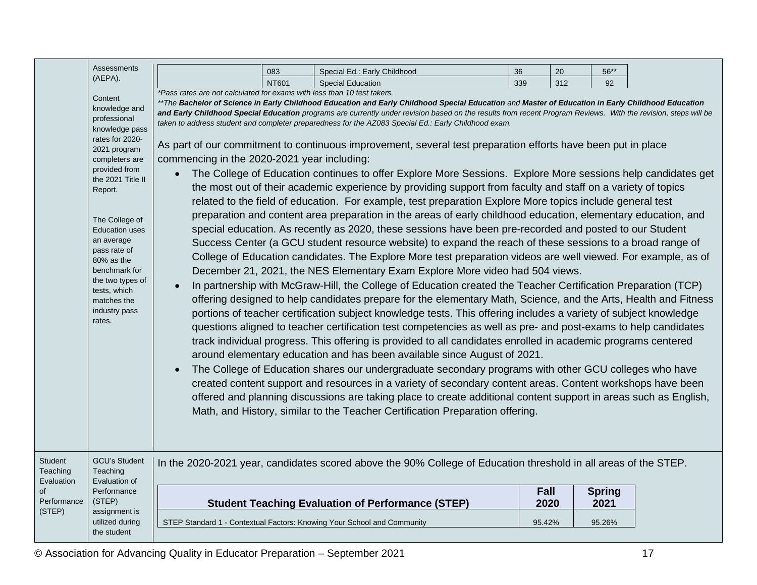| | Assessments (AEPA). | | | | | |
|---|---|---|---|---|---|---|
| | | 083 | Special Ed.: Early Childhood | 36 | 20 | 56** |
| | | NT601 | Special Education | 339 | 312 | 92 |

*\*Pass rates are not calculated for exams with less than 10 test takers.*

*\*\*The **Bachelor of Science in Early Childhood Education and Early Childhood Special Education** and **Master of Education in Early Childhood Education and Early Childhood Special Education** programs are currently under revision based on the results from recent Program Reviews. With the revision, steps will be taken to address student and completer preparedness for the AZ083 Special Ed.: Early Childhood exam.*

Content knowledge and professional knowledge pass rates for 2020-2021 program completers are provided from the 2021 Title II Report.

The College of Education uses an average pass rate of 80% as the benchmark for the two types of tests, which matches the industry pass rates.

As part of our commitment to continuous improvement, several test preparation efforts have been put in place commencing in the 2020-2021 year including:

- The College of Education continues to offer Explore More Sessions. Explore More sessions help candidates get the most out of their academic experience by providing support from faculty and staff on a variety of topics related to the field of education. For example, test preparation Explore More topics include general test preparation and content area preparation in the areas of early childhood education, elementary education, and special education. As recently as 2020, these sessions have been pre-recorded and posted to our Student Success Center (a GCU student resource website) to expand the reach of these sessions to a broad range of College of Education candidates. The Explore More test preparation videos are well viewed. For example, as of December 21, 2021, the NES Elementary Exam Explore More video had 504 views.
- In partnership with McGraw-Hill, the College of Education created the Teacher Certification Preparation (TCP) offering designed to help candidates prepare for the elementary Math, Science, and the Arts, Health and Fitness portions of teacher certification subject knowledge tests. This offering includes a variety of subject knowledge questions aligned to teacher certification test competencies as well as pre- and post-exams to help candidates track individual progress. This offering is provided to all candidates enrolled in academic programs centered around elementary education and has been available since August of 2021.
- The College of Education shares our undergraduate secondary programs with other GCU colleges who have created content support and resources in a variety of secondary content areas. Content workshops have been offered and planning discussions are taking place to create additional content support in areas such as English, Math, and History, similar to the Teacher Certification Preparation offering.

**Student Teaching Evaluation of Performance (STEP)**

GCU's Student Teaching Evaluation of Performance (STEP) assignment is utilized during the student

In the 2020-2021 year, candidates scored above the 90% College of Education threshold in all areas of the STEP.

| Student Teaching Evaluation of Performance (STEP) | Fall 2020 | Spring 2021 |
|---|---|---|
| STEP Standard 1 - Contextual Factors: Knowing Your School and Community | 95.42% | 95.26% |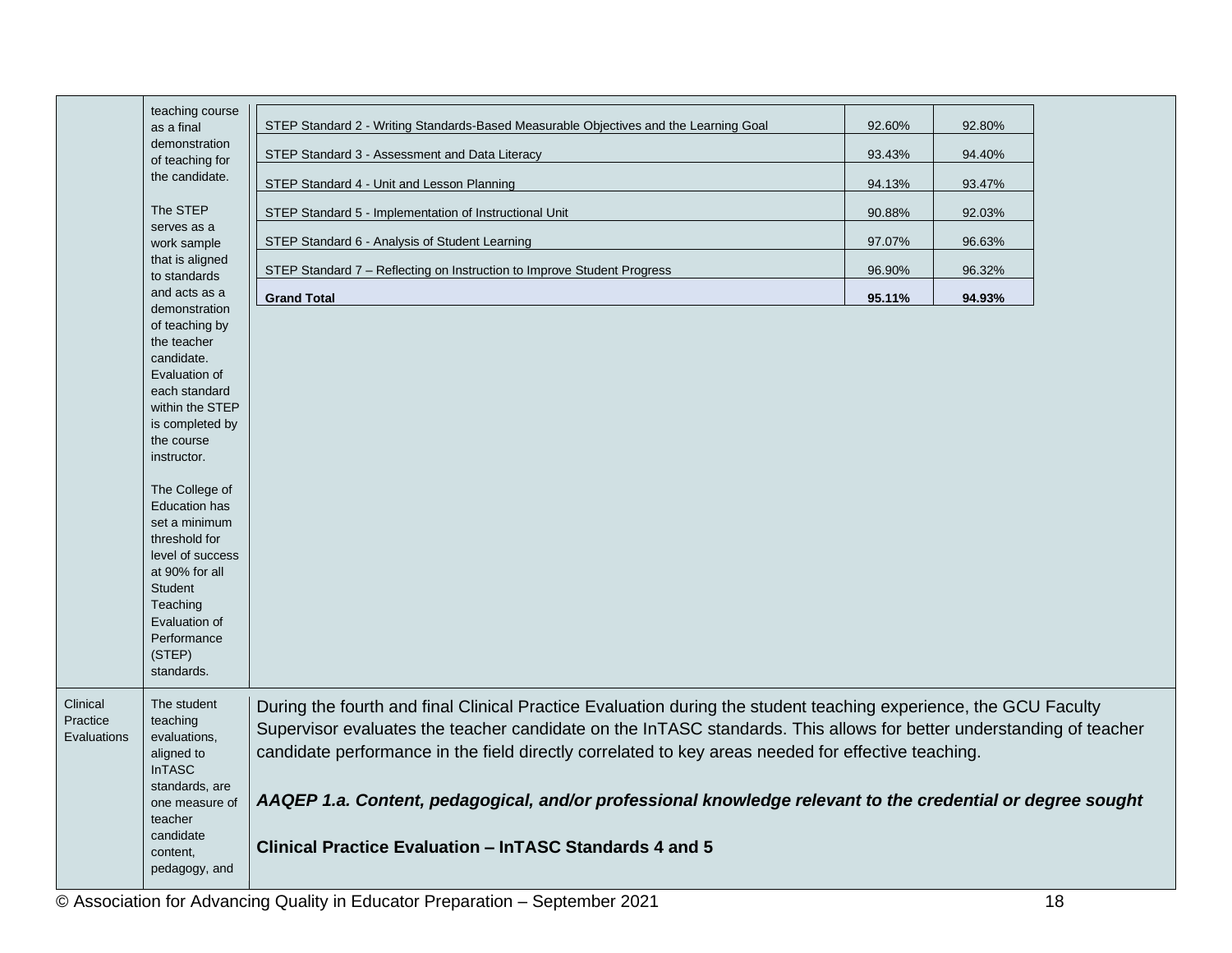| | | |
|---|---|---|
| | teaching course as a final demonstration of teaching for the candidate.<br><br>The STEP serves as a work sample that is aligned to standards and acts as a demonstration of teaching by the teacher candidate. Evaluation of each standard within the STEP is completed by the course instructor.<br><br>The College of Education has set a minimum threshold for level of success at 90% for all Student Teaching Evaluation of Performance (STEP) standards. | <table><tr><td>STEP Standard 2 - Writing Standards-Based Measurable Objectives and the Learning Goal</td><td>92.60%</td><td>92.80%</td></tr><tr><td>STEP Standard 3 - Assessment and Data Literacy</td><td>93.43%</td><td>94.40%</td></tr><tr><td>STEP Standard 4 - Unit and Lesson Planning</td><td>94.13%</td><td>93.47%</td></tr><tr><td>STEP Standard 5 - Implementation of Instructional Unit</td><td>90.88%</td><td>92.03%</td></tr><tr><td>STEP Standard 6 - Analysis of Student Learning</td><td>97.07%</td><td>96.63%</td></tr><tr><td>STEP Standard 7 – Reflecting on Instruction to Improve Student Progress</td><td>96.90%</td><td>96.32%</td></tr><tr><td>**Grand Total**</td><td>**95.11%**</td><td>**94.93%**</td></tr></table> |
| Clinical Practice Evaluations | The student teaching evaluations, aligned to InTASC standards, are one measure of teacher candidate content, pedagogy, and | During the fourth and final Clinical Practice Evaluation during the student teaching experience, the GCU Faculty Supervisor evaluates the teacher candidate on the InTASC standards. This allows for better understanding of teacher candidate performance in the field directly correlated to key areas needed for effective teaching.<br><br>***AAQEP 1.a. Content, pedagogical, and/or professional knowledge relevant to the credential or degree sought***<br><br>**Clinical Practice Evaluation – InTASC Standards 4 and 5** |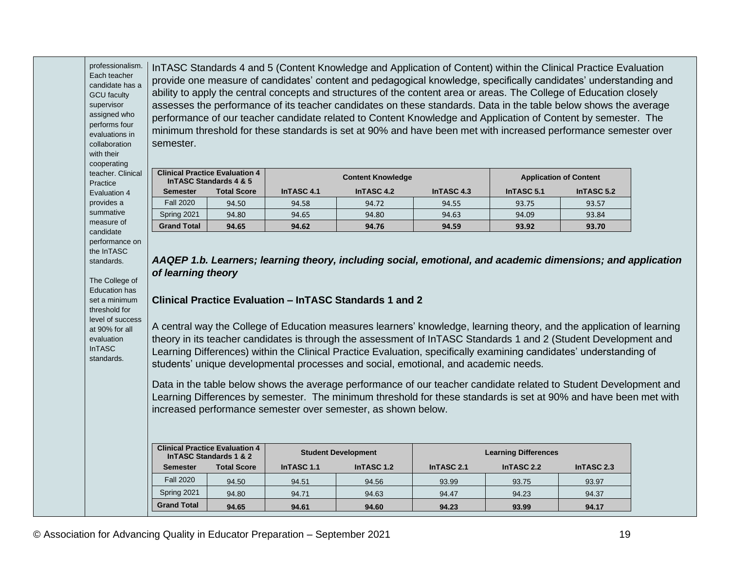professionalism. Each teacher candidate has a GCU faculty supervisor assigned who performs four evaluations in collaboration with their cooperating teacher. Clinical Practice Evaluation 4 provides a summative measure of candidate performance on the InTASC standards.

The College of Education has set a minimum threshold for level of success at 90% for all evaluation InTASC standards.

InTASC Standards 4 and 5 (Content Knowledge and Application of Content) within the Clinical Practice Evaluation provide one measure of candidates' content and pedagogical knowledge, specifically candidates' understanding and ability to apply the central concepts and structures of the content area or areas. The College of Education closely assesses the performance of its teacher candidates on these standards. Data in the table below shows the average performance of our teacher candidate related to Content Knowledge and Application of Content by semester. The minimum threshold for these standards is set at 90% and have been met with increased performance semester over semester.

| Clinical Practice Evaluation 4 InTASC Standards 4 & 5 | | Content Knowledge | | | Application of Content | |
|---|---|---|---|---|---|---|
| **Semester** | **Total Score** | **InTASC 4.1** | **InTASC 4.2** | **InTASC 4.3** | **InTASC 5.1** | **InTASC 5.2** |
| Fall 2020 | 94.50 | 94.58 | 94.72 | 94.55 | 93.75 | 93.57 |
| Spring 2021 | 94.80 | 94.65 | 94.80 | 94.63 | 94.09 | 93.84 |
| **Grand Total** | **94.65** | **94.62** | **94.76** | **94.59** | **93.92** | **93.70** |

***AAQEP 1.b. Learners; learning theory, including social, emotional, and academic dimensions; and application of learning theory***

**Clinical Practice Evaluation – InTASC Standards 1 and 2**

A central way the College of Education measures learners' knowledge, learning theory, and the application of learning theory in its teacher candidates is through the assessment of InTASC Standards 1 and 2 (Student Development and Learning Differences) within the Clinical Practice Evaluation, specifically examining candidates' understanding of students' unique developmental processes and social, emotional, and academic needs.

Data in the table below shows the average performance of our teacher candidate related to Student Development and Learning Differences by semester. The minimum threshold for these standards is set at 90% and have been met with increased performance semester over semester, as shown below.

| Clinical Practice Evaluation 4 InTASC Standards 1 & 2 | | Student Development | | Learning Differences | | |
|---|---|---|---|---|---|---|
| **Semester** | **Total Score** | **InTASC 1.1** | **InTASC 1.2** | **InTASC 2.1** | **InTASC 2.2** | **InTASC 2.3** |
| Fall 2020 | 94.50 | 94.51 | 94.56 | 93.99 | 93.75 | 93.97 |
| Spring 2021 | 94.80 | 94.71 | 94.63 | 94.47 | 94.23 | 94.37 |
| **Grand Total** | **94.65** | **94.61** | **94.60** | **94.23** | **93.99** | **94.17** |

© Association for Advancing Quality in Educator Preparation – September 2021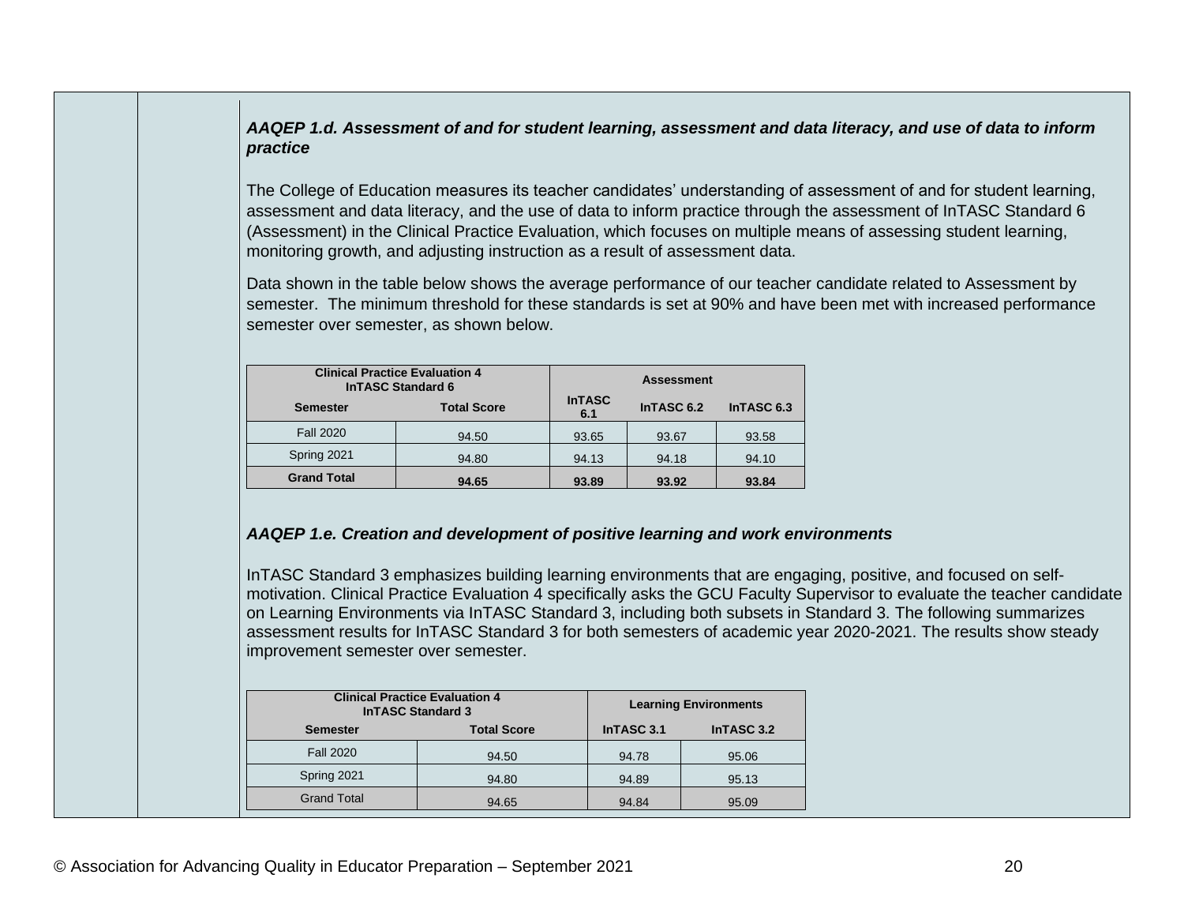***AAQEP 1.d. Assessment of and for student learning, assessment and data literacy, and use of data to inform practice***

The College of Education measures its teacher candidates' understanding of assessment of and for student learning, assessment and data literacy, and the use of data to inform practice through the assessment of InTASC Standard 6 (Assessment) in the Clinical Practice Evaluation, which focuses on multiple means of assessing student learning, monitoring growth, and adjusting instruction as a result of assessment data.

Data shown in the table below shows the average performance of our teacher candidate related to Assessment by semester. The minimum threshold for these standards is set at 90% and have been met with increased performance semester over semester, as shown below.

| Clinical Practice Evaluation 4 InTASC Standard 6 | | Assessment | | |
|---|---|---|---|---|
| **Semester** | **Total Score** | **InTASC 6.1** | **InTASC 6.2** | **InTASC 6.3** |
| Fall 2020 | 94.50 | 93.65 | 93.67 | 93.58 |
| Spring 2021 | 94.80 | 94.13 | 94.18 | 94.10 |
| **Grand Total** | **94.65** | **93.89** | **93.92** | **93.84** |

***AAQEP 1.e. Creation and development of positive learning and work environments***

InTASC Standard 3 emphasizes building learning environments that are engaging, positive, and focused on self-motivation. Clinical Practice Evaluation 4 specifically asks the GCU Faculty Supervisor to evaluate the teacher candidate on Learning Environments via InTASC Standard 3, including both subsets in Standard 3. The following summarizes assessment results for InTASC Standard 3 for both semesters of academic year 2020-2021. The results show steady improvement semester over semester.

| Clinical Practice Evaluation 4 InTASC Standard 3 | | Learning Environments | |
|---|---|---|---|
| **Semester** | **Total Score** | **InTASC 3.1** | **InTASC 3.2** |
| Fall 2020 | 94.50 | 94.78 | 95.06 |
| Spring 2021 | 94.80 | 94.89 | 95.13 |
| Grand Total | 94.65 | 94.84 | 95.09 |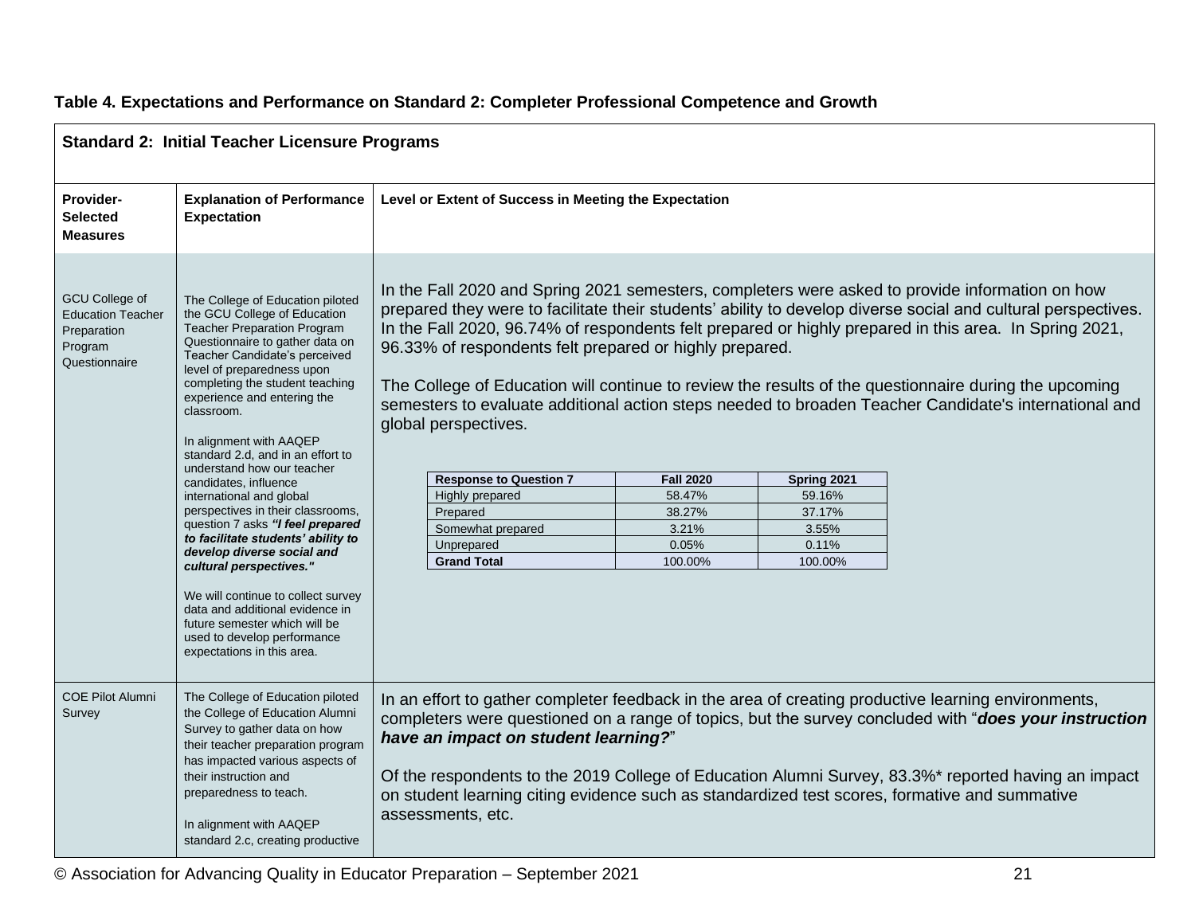**Table 4. Expectations and Performance on Standard 2: Completer Professional Competence and Growth**

**Standard 2: Initial Teacher Licensure Programs**

| Provider-Selected Measures | Explanation of Performance Expectation | Level or Extent of Success in Meeting the Expectation |
|---|---|---|
| GCU College of Education Teacher Preparation Program Questionnaire | The College of Education piloted the GCU College of Education Teacher Preparation Program Questionnaire to gather data on Teacher Candidate's perceived level of preparedness upon completing the student teaching experience and entering the classroom.<br><br>In alignment with AAQEP standard 2.d, and in an effort to understand how our teacher candidates, influence international and global perspectives in their classrooms, question 7 asks ***"I feel prepared to facilitate students' ability to develop diverse social and cultural perspectives."***<br><br>We will continue to collect survey data and additional evidence in future semester which will be used to develop performance expectations in this area. | In the Fall 2020 and Spring 2021 semesters, completers were asked to provide information on how prepared they were to facilitate their students' ability to develop diverse social and cultural perspectives. In the Fall 2020, 96.74% of respondents felt prepared or highly prepared in this area. In Spring 2021, 96.33% of respondents felt prepared or highly prepared.<br><br>The College of Education will continue to review the results of the questionnaire during the upcoming semesters to evaluate additional action steps needed to broaden Teacher Candidate's international and global perspectives.<br><br>**Response to Question 7** / **Fall 2020** / **Spring 2021**<br>Highly prepared / 58.47% / 59.16%<br>Prepared / 38.27% / 37.17%<br>Somewhat prepared / 3.21% / 3.55%<br>Unprepared / 0.05% / 0.11%<br>**Grand Total** / 100.00% / 100.00% |
| COE Pilot Alumni Survey | The College of Education piloted the College of Education Alumni Survey to gather data on how their teacher preparation program has impacted various aspects of their instruction and preparedness to teach.<br><br>In alignment with AAQEP standard 2.c, creating productive | In an effort to gather completer feedback in the area of creating productive learning environments, completers were questioned on a range of topics, but the survey concluded with "***does your instruction have an impact on student learning?***"<br><br>Of the respondents to the 2019 College of Education Alumni Survey, 83.3%* reported having an impact on student learning citing evidence such as standardized test scores, formative and summative assessments, etc. |

| Response to Question 7 | Fall 2020 | Spring 2021 |
|---|---|---|
| Highly prepared | 58.47% | 59.16% |
| Prepared | 38.27% | 37.17% |
| Somewhat prepared | 3.21% | 3.55% |
| Unprepared | 0.05% | 0.11% |
| **Grand Total** | 100.00% | 100.00% |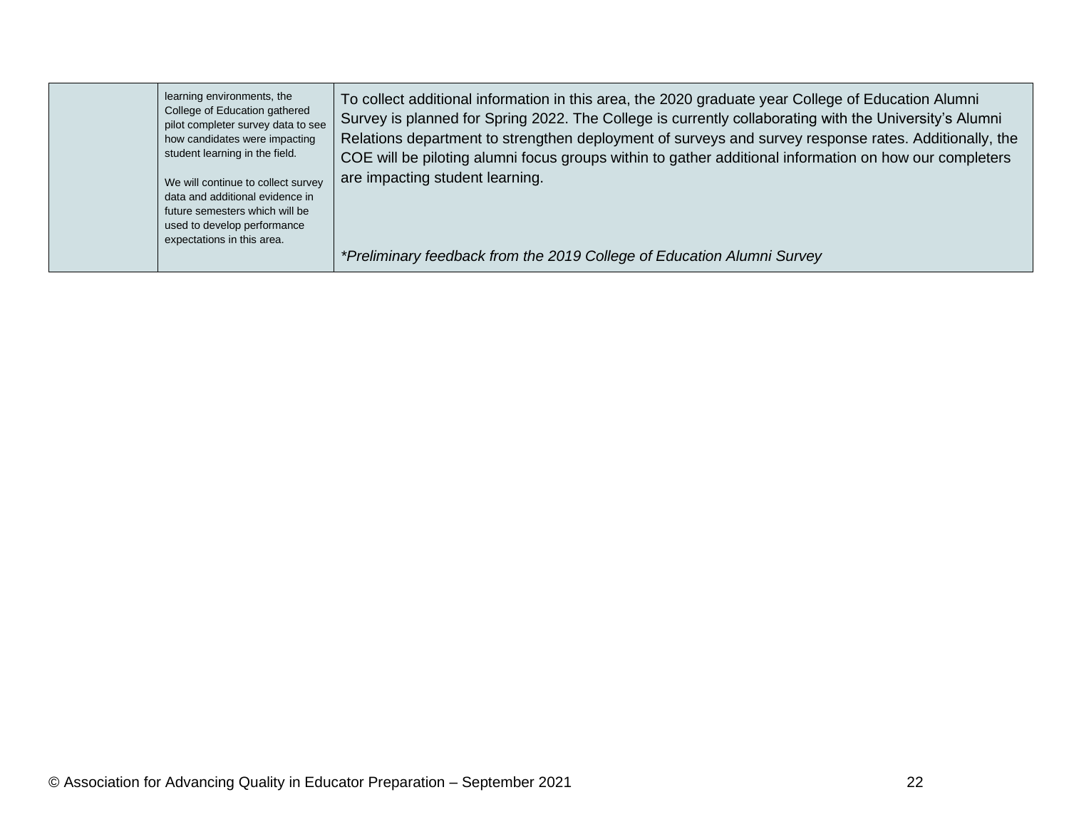| | | |
|---|---|---|
| | learning environments, the College of Education gathered pilot completer survey data to see how candidates were impacting student learning in the field.<br><br>We will continue to collect survey data and additional evidence in future semesters which will be used to develop performance expectations in this area. | To collect additional information in this area, the 2020 graduate year College of Education Alumni Survey is planned for Spring 2022. The College is currently collaborating with the University's Alumni Relations department to strengthen deployment of surveys and survey response rates. Additionally, the COE will be piloting alumni focus groups within to gather additional information on how our completers are impacting student learning.<br><br>*\*Preliminary feedback from the 2019 College of Education Alumni Survey* |

© Association for Advancing Quality in Educator Preparation – September 2021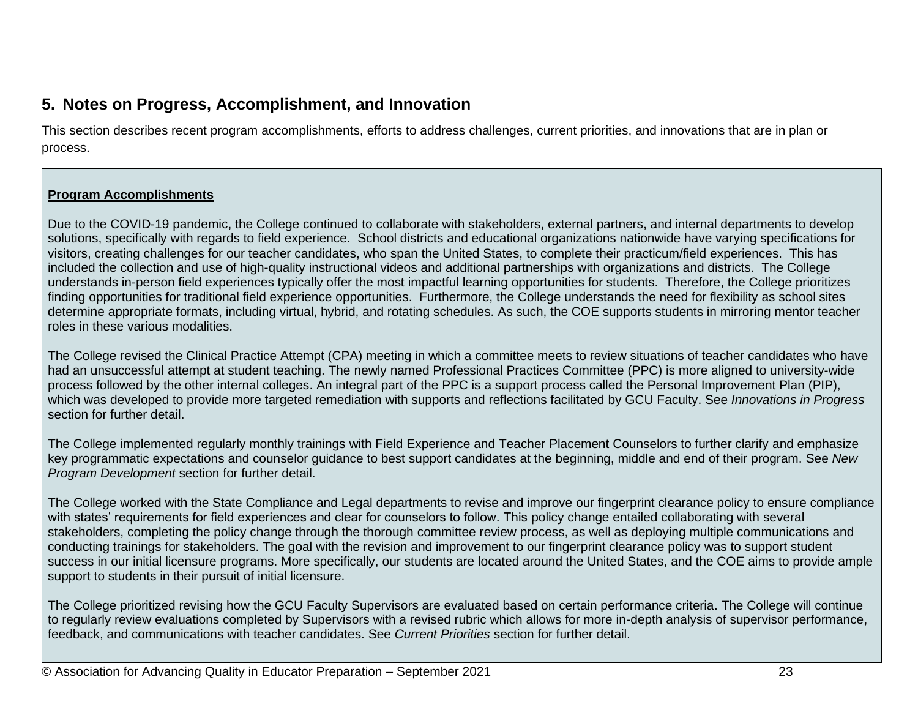## 5. Notes on Progress, Accomplishment, and Innovation

This section describes recent program accomplishments, efforts to address challenges, current priorities, and innovations that are in plan or process.

**Program Accomplishments**

Due to the COVID-19 pandemic, the College continued to collaborate with stakeholders, external partners, and internal departments to develop solutions, specifically with regards to field experience. School districts and educational organizations nationwide have varying specifications for visitors, creating challenges for our teacher candidates, who span the United States, to complete their practicum/field experiences. This has included the collection and use of high-quality instructional videos and additional partnerships with organizations and districts. The College understands in-person field experiences typically offer the most impactful learning opportunities for students. Therefore, the College prioritizes finding opportunities for traditional field experience opportunities. Furthermore, the College understands the need for flexibility as school sites determine appropriate formats, including virtual, hybrid, and rotating schedules. As such, the COE supports students in mirroring mentor teacher roles in these various modalities.

The College revised the Clinical Practice Attempt (CPA) meeting in which a committee meets to review situations of teacher candidates who have had an unsuccessful attempt at student teaching. The newly named Professional Practices Committee (PPC) is more aligned to university-wide process followed by the other internal colleges. An integral part of the PPC is a support process called the Personal Improvement Plan (PIP), which was developed to provide more targeted remediation with supports and reflections facilitated by GCU Faculty. See *Innovations in Progress* section for further detail.

The College implemented regularly monthly trainings with Field Experience and Teacher Placement Counselors to further clarify and emphasize key programmatic expectations and counselor guidance to best support candidates at the beginning, middle and end of their program. See *New Program Development* section for further detail.

The College worked with the State Compliance and Legal departments to revise and improve our fingerprint clearance policy to ensure compliance with states' requirements for field experiences and clear for counselors to follow. This policy change entailed collaborating with several stakeholders, completing the policy change through the thorough committee review process, as well as deploying multiple communications and conducting trainings for stakeholders. The goal with the revision and improvement to our fingerprint clearance policy was to support student success in our initial licensure programs. More specifically, our students are located around the United States, and the COE aims to provide ample support to students in their pursuit of initial licensure.

The College prioritized revising how the GCU Faculty Supervisors are evaluated based on certain performance criteria. The College will continue to regularly review evaluations completed by Supervisors with a revised rubric which allows for more in-depth analysis of supervisor performance, feedback, and communications with teacher candidates. See *Current Priorities* section for further detail.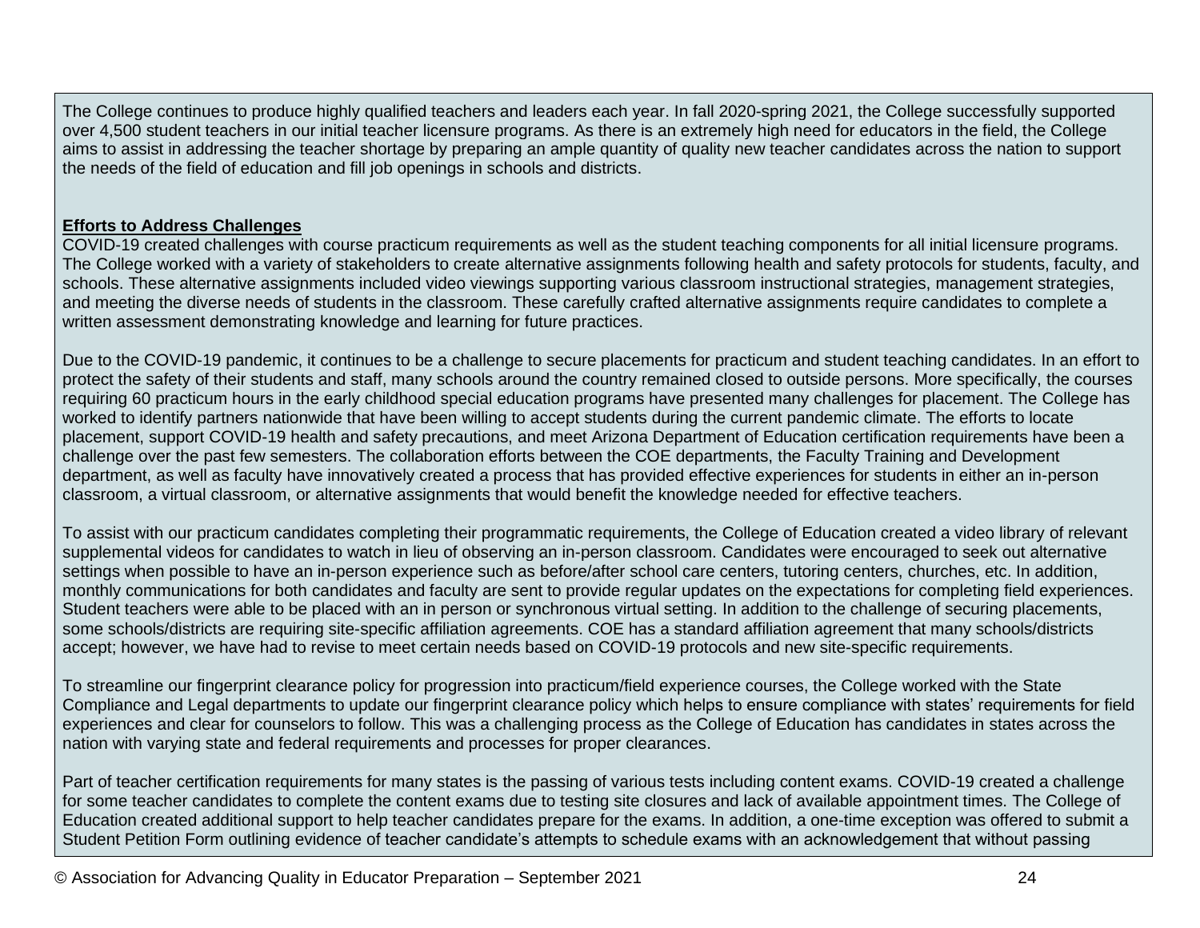The College continues to produce highly qualified teachers and leaders each year. In fall 2020-spring 2021, the College successfully supported over 4,500 student teachers in our initial teacher licensure programs. As there is an extremely high need for educators in the field, the College aims to assist in addressing the teacher shortage by preparing an ample quantity of quality new teacher candidates across the nation to support the needs of the field of education and fill job openings in schools and districts.

**Efforts to Address Challenges**

COVID-19 created challenges with course practicum requirements as well as the student teaching components for all initial licensure programs. The College worked with a variety of stakeholders to create alternative assignments following health and safety protocols for students, faculty, and schools. These alternative assignments included video viewings supporting various classroom instructional strategies, management strategies, and meeting the diverse needs of students in the classroom. These carefully crafted alternative assignments require candidates to complete a written assessment demonstrating knowledge and learning for future practices.

Due to the COVID-19 pandemic, it continues to be a challenge to secure placements for practicum and student teaching candidates. In an effort to protect the safety of their students and staff, many schools around the country remained closed to outside persons. More specifically, the courses requiring 60 practicum hours in the early childhood special education programs have presented many challenges for placement. The College has worked to identify partners nationwide that have been willing to accept students during the current pandemic climate. The efforts to locate placement, support COVID-19 health and safety precautions, and meet Arizona Department of Education certification requirements have been a challenge over the past few semesters. The collaboration efforts between the COE departments, the Faculty Training and Development department, as well as faculty have innovatively created a process that has provided effective experiences for students in either an in-person classroom, a virtual classroom, or alternative assignments that would benefit the knowledge needed for effective teachers.

To assist with our practicum candidates completing their programmatic requirements, the College of Education created a video library of relevant supplemental videos for candidates to watch in lieu of observing an in-person classroom. Candidates were encouraged to seek out alternative settings when possible to have an in-person experience such as before/after school care centers, tutoring centers, churches, etc. In addition, monthly communications for both candidates and faculty are sent to provide regular updates on the expectations for completing field experiences. Student teachers were able to be placed with an in person or synchronous virtual setting. In addition to the challenge of securing placements, some schools/districts are requiring site-specific affiliation agreements. COE has a standard affiliation agreement that many schools/districts accept; however, we have had to revise to meet certain needs based on COVID-19 protocols and new site-specific requirements.

To streamline our fingerprint clearance policy for progression into practicum/field experience courses, the College worked with the State Compliance and Legal departments to update our fingerprint clearance policy which helps to ensure compliance with states' requirements for field experiences and clear for counselors to follow. This was a challenging process as the College of Education has candidates in states across the nation with varying state and federal requirements and processes for proper clearances.

Part of teacher certification requirements for many states is the passing of various tests including content exams. COVID-19 created a challenge for some teacher candidates to complete the content exams due to testing site closures and lack of available appointment times. The College of Education created additional support to help teacher candidates prepare for the exams. In addition, a one-time exception was offered to submit a Student Petition Form outlining evidence of teacher candidate's attempts to schedule exams with an acknowledgement that without passing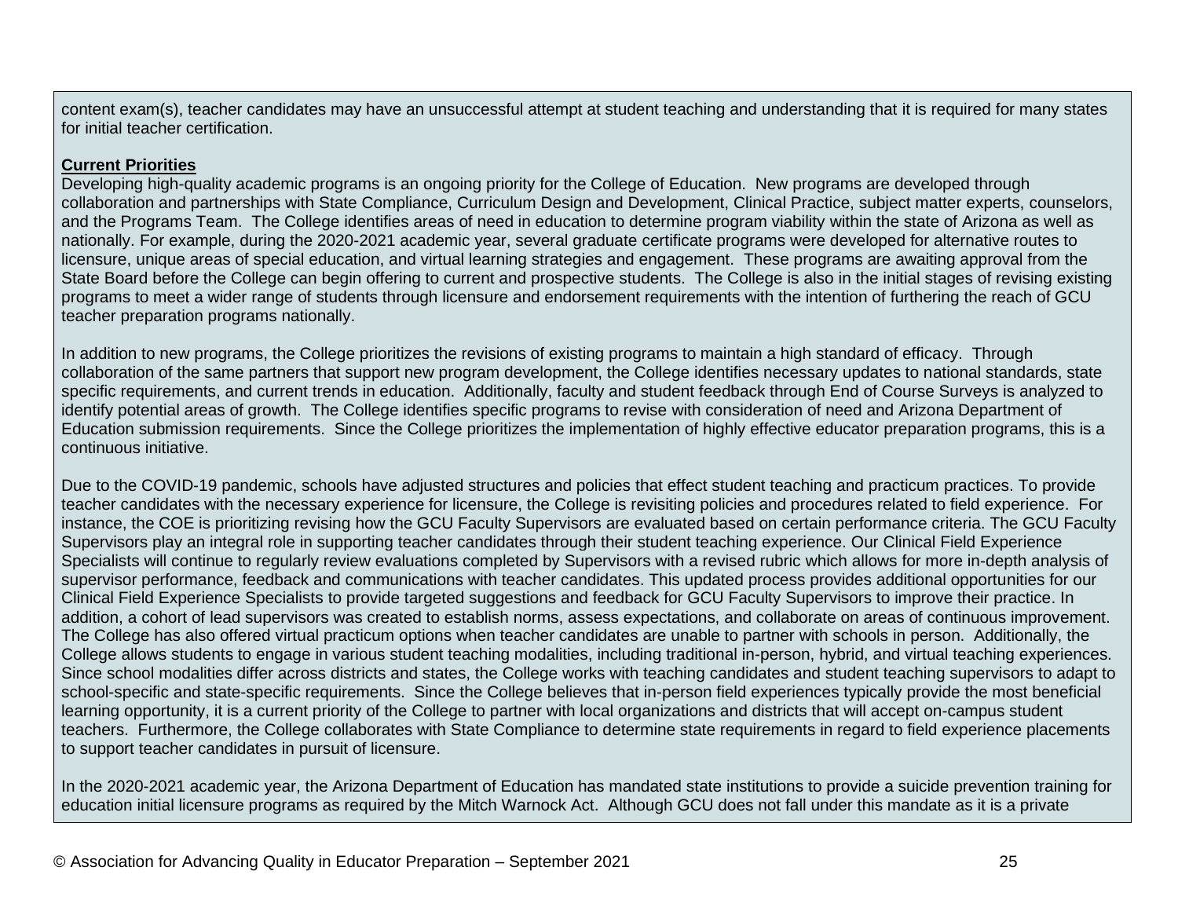content exam(s), teacher candidates may have an unsuccessful attempt at student teaching and understanding that it is required for many states for initial teacher certification.

**Current Priorities**

Developing high-quality academic programs is an ongoing priority for the College of Education. New programs are developed through collaboration and partnerships with State Compliance, Curriculum Design and Development, Clinical Practice, subject matter experts, counselors, and the Programs Team. The College identifies areas of need in education to determine program viability within the state of Arizona as well as nationally. For example, during the 2020-2021 academic year, several graduate certificate programs were developed for alternative routes to licensure, unique areas of special education, and virtual learning strategies and engagement. These programs are awaiting approval from the State Board before the College can begin offering to current and prospective students. The College is also in the initial stages of revising existing programs to meet a wider range of students through licensure and endorsement requirements with the intention of furthering the reach of GCU teacher preparation programs nationally.

In addition to new programs, the College prioritizes the revisions of existing programs to maintain a high standard of efficacy. Through collaboration of the same partners that support new program development, the College identifies necessary updates to national standards, state specific requirements, and current trends in education. Additionally, faculty and student feedback through End of Course Surveys is analyzed to identify potential areas of growth. The College identifies specific programs to revise with consideration of need and Arizona Department of Education submission requirements. Since the College prioritizes the implementation of highly effective educator preparation programs, this is a continuous initiative.

Due to the COVID-19 pandemic, schools have adjusted structures and policies that effect student teaching and practicum practices. To provide teacher candidates with the necessary experience for licensure, the College is revisiting policies and procedures related to field experience. For instance, the COE is prioritizing revising how the GCU Faculty Supervisors are evaluated based on certain performance criteria. The GCU Faculty Supervisors play an integral role in supporting teacher candidates through their student teaching experience. Our Clinical Field Experience Specialists will continue to regularly review evaluations completed by Supervisors with a revised rubric which allows for more in-depth analysis of supervisor performance, feedback and communications with teacher candidates. This updated process provides additional opportunities for our Clinical Field Experience Specialists to provide targeted suggestions and feedback for GCU Faculty Supervisors to improve their practice. In addition, a cohort of lead supervisors was created to establish norms, assess expectations, and collaborate on areas of continuous improvement. The College has also offered virtual practicum options when teacher candidates are unable to partner with schools in person. Additionally, the College allows students to engage in various student teaching modalities, including traditional in-person, hybrid, and virtual teaching experiences. Since school modalities differ across districts and states, the College works with teaching candidates and student teaching supervisors to adapt to school-specific and state-specific requirements. Since the College believes that in-person field experiences typically provide the most beneficial learning opportunity, it is a current priority of the College to partner with local organizations and districts that will accept on-campus student teachers. Furthermore, the College collaborates with State Compliance to determine state requirements in regard to field experience placements to support teacher candidates in pursuit of licensure.

In the 2020-2021 academic year, the Arizona Department of Education has mandated state institutions to provide a suicide prevention training for education initial licensure programs as required by the Mitch Warnock Act. Although GCU does not fall under this mandate as it is a private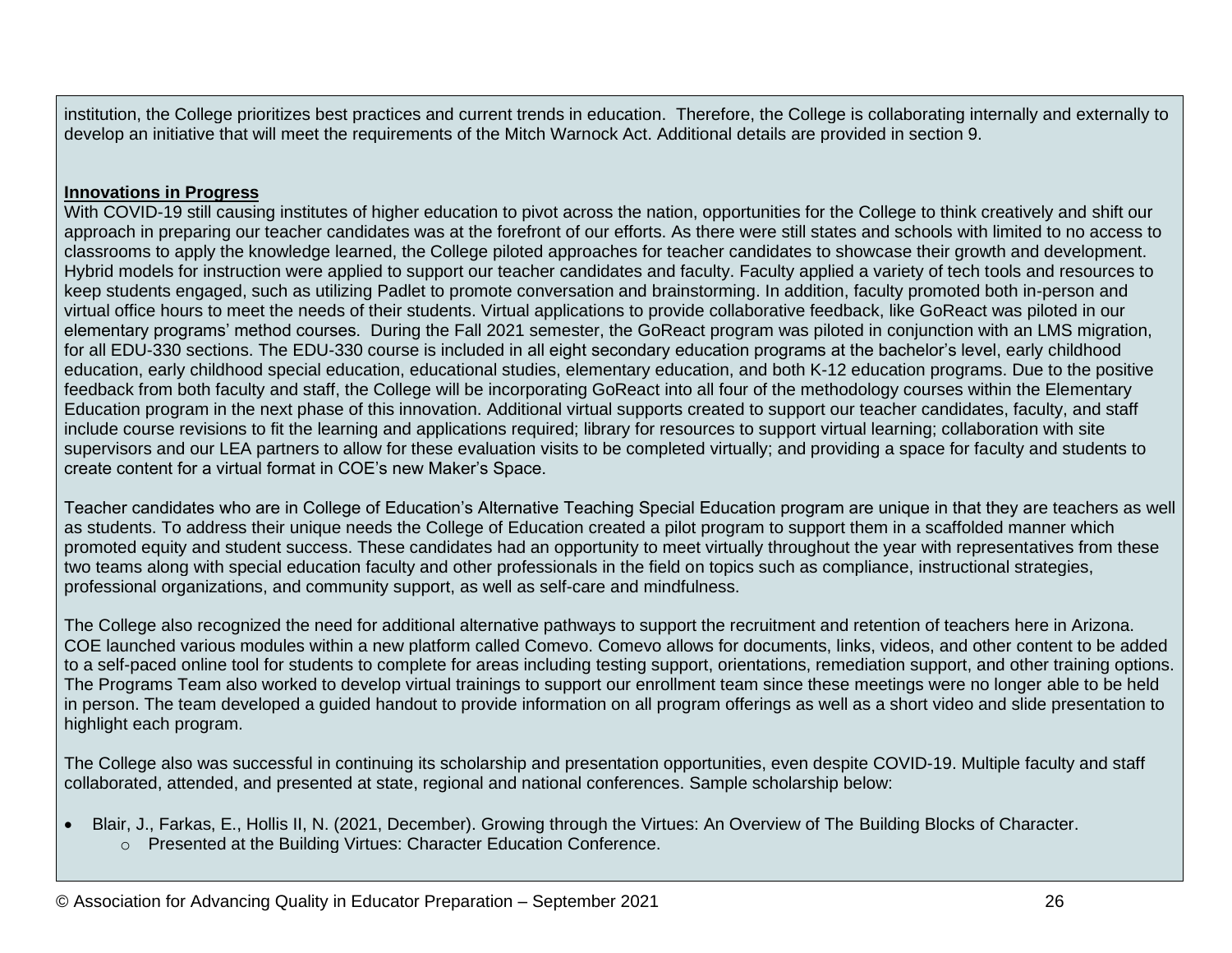institution, the College prioritizes best practices and current trends in education. Therefore, the College is collaborating internally and externally to develop an initiative that will meet the requirements of the Mitch Warnock Act. Additional details are provided in section 9.

**Innovations in Progress**

With COVID-19 still causing institutes of higher education to pivot across the nation, opportunities for the College to think creatively and shift our approach in preparing our teacher candidates was at the forefront of our efforts. As there were still states and schools with limited to no access to classrooms to apply the knowledge learned, the College piloted approaches for teacher candidates to showcase their growth and development. Hybrid models for instruction were applied to support our teacher candidates and faculty. Faculty applied a variety of tech tools and resources to keep students engaged, such as utilizing Padlet to promote conversation and brainstorming. In addition, faculty promoted both in-person and virtual office hours to meet the needs of their students. Virtual applications to provide collaborative feedback, like GoReact was piloted in our elementary programs' method courses. During the Fall 2021 semester, the GoReact program was piloted in conjunction with an LMS migration, for all EDU-330 sections. The EDU-330 course is included in all eight secondary education programs at the bachelor's level, early childhood education, early childhood special education, educational studies, elementary education, and both K-12 education programs. Due to the positive feedback from both faculty and staff, the College will be incorporating GoReact into all four of the methodology courses within the Elementary Education program in the next phase of this innovation. Additional virtual supports created to support our teacher candidates, faculty, and staff include course revisions to fit the learning and applications required; library for resources to support virtual learning; collaboration with site supervisors and our LEA partners to allow for these evaluation visits to be completed virtually; and providing a space for faculty and students to create content for a virtual format in COE's new Maker's Space.

Teacher candidates who are in College of Education's Alternative Teaching Special Education program are unique in that they are teachers as well as students. To address their unique needs the College of Education created a pilot program to support them in a scaffolded manner which promoted equity and student success. These candidates had an opportunity to meet virtually throughout the year with representatives from these two teams along with special education faculty and other professionals in the field on topics such as compliance, instructional strategies, professional organizations, and community support, as well as self-care and mindfulness.

The College also recognized the need for additional alternative pathways to support the recruitment and retention of teachers here in Arizona. COE launched various modules within a new platform called Comevo. Comevo allows for documents, links, videos, and other content to be added to a self-paced online tool for students to complete for areas including testing support, orientations, remediation support, and other training options. The Programs Team also worked to develop virtual trainings to support our enrollment team since these meetings were no longer able to be held in person. The team developed a guided handout to provide information on all program offerings as well as a short video and slide presentation to highlight each program.

The College also was successful in continuing its scholarship and presentation opportunities, even despite COVID-19. Multiple faculty and staff collaborated, attended, and presented at state, regional and national conferences. Sample scholarship below:

- Blair, J., Farkas, E., Hollis II, N. (2021, December). Growing through the Virtues: An Overview of The Building Blocks of Character.
  - Presented at the Building Virtues: Character Education Conference.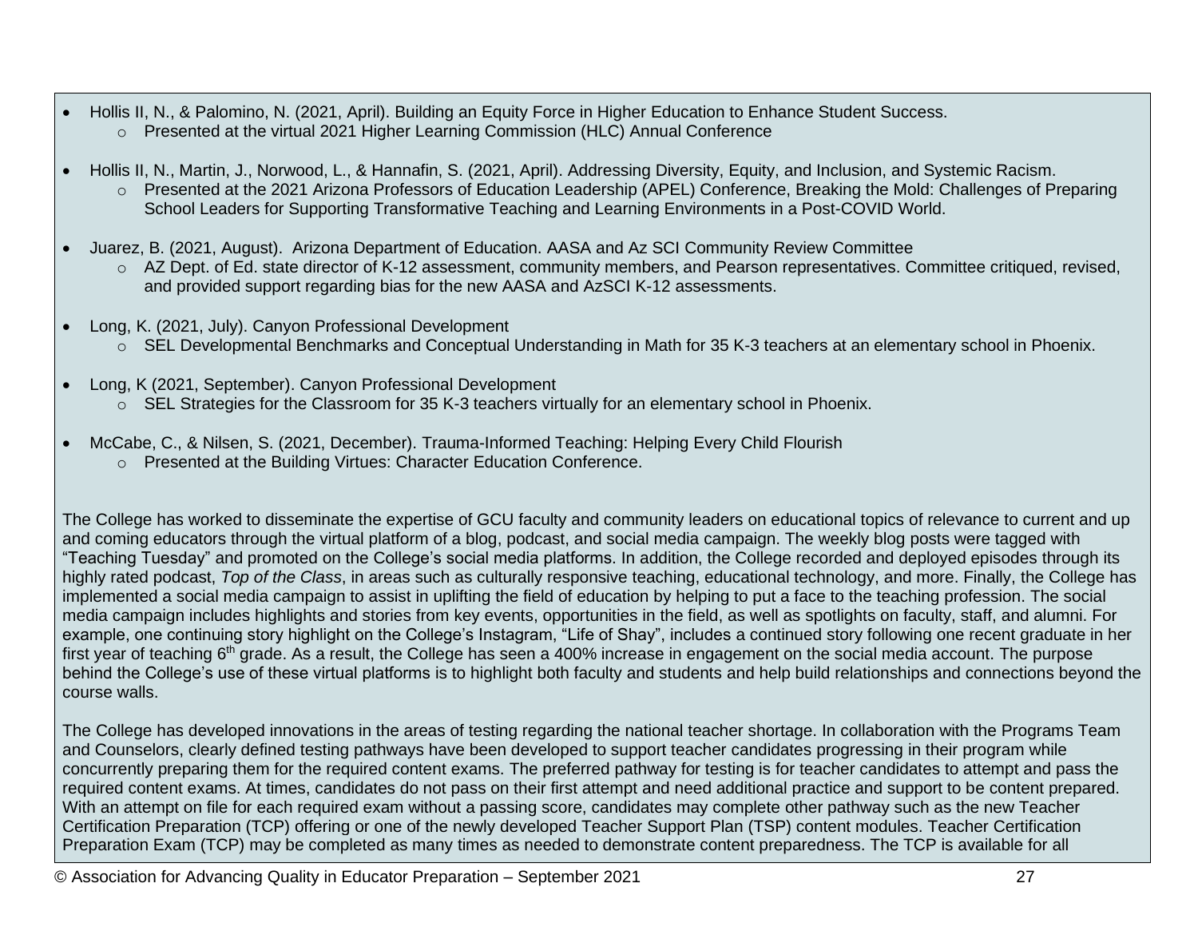- Hollis II, N., & Palomino, N. (2021, April). Building an Equity Force in Higher Education to Enhance Student Success.
  - Presented at the virtual 2021 Higher Learning Commission (HLC) Annual Conference

- Hollis II, N., Martin, J., Norwood, L., & Hannafin, S. (2021, April). Addressing Diversity, Equity, and Inclusion, and Systemic Racism.
  - Presented at the 2021 Arizona Professors of Education Leadership (APEL) Conference, Breaking the Mold: Challenges of Preparing School Leaders for Supporting Transformative Teaching and Learning Environments in a Post-COVID World.

- Juarez, B. (2021, August). Arizona Department of Education. AASA and Az SCI Community Review Committee
  - AZ Dept. of Ed. state director of K-12 assessment, community members, and Pearson representatives. Committee critiqued, revised, and provided support regarding bias for the new AASA and AzSCI K-12 assessments.

- Long, K. (2021, July). Canyon Professional Development
  - SEL Developmental Benchmarks and Conceptual Understanding in Math for 35 K-3 teachers at an elementary school in Phoenix.

- Long, K (2021, September). Canyon Professional Development
  - SEL Strategies for the Classroom for 35 K-3 teachers virtually for an elementary school in Phoenix.

- McCabe, C., & Nilsen, S. (2021, December). Trauma-Informed Teaching: Helping Every Child Flourish
  - Presented at the Building Virtues: Character Education Conference.

The College has worked to disseminate the expertise of GCU faculty and community leaders on educational topics of relevance to current and up and coming educators through the virtual platform of a blog, podcast, and social media campaign. The weekly blog posts were tagged with "Teaching Tuesday" and promoted on the College's social media platforms. In addition, the College recorded and deployed episodes through its highly rated podcast, *Top of the Class*, in areas such as culturally responsive teaching, educational technology, and more. Finally, the College has implemented a social media campaign to assist in uplifting the field of education by helping to put a face to the teaching profession. The social media campaign includes highlights and stories from key events, opportunities in the field, as well as spotlights on faculty, staff, and alumni. For example, one continuing story highlight on the College's Instagram, "Life of Shay", includes a continued story following one recent graduate in her first year of teaching 6th grade. As a result, the College has seen a 400% increase in engagement on the social media account. The purpose behind the College's use of these virtual platforms is to highlight both faculty and students and help build relationships and connections beyond the course walls.

The College has developed innovations in the areas of testing regarding the national teacher shortage. In collaboration with the Programs Team and Counselors, clearly defined testing pathways have been developed to support teacher candidates progressing in their program while concurrently preparing them for the required content exams. The preferred pathway for testing is for teacher candidates to attempt and pass the required content exams. At times, candidates do not pass on their first attempt and need additional practice and support to be content prepared. With an attempt on file for each required exam without a passing score, candidates may complete other pathway such as the new Teacher Certification Preparation (TCP) offering or one of the newly developed Teacher Support Plan (TSP) content modules. Teacher Certification Preparation Exam (TCP) may be completed as many times as needed to demonstrate content preparedness. The TCP is available for all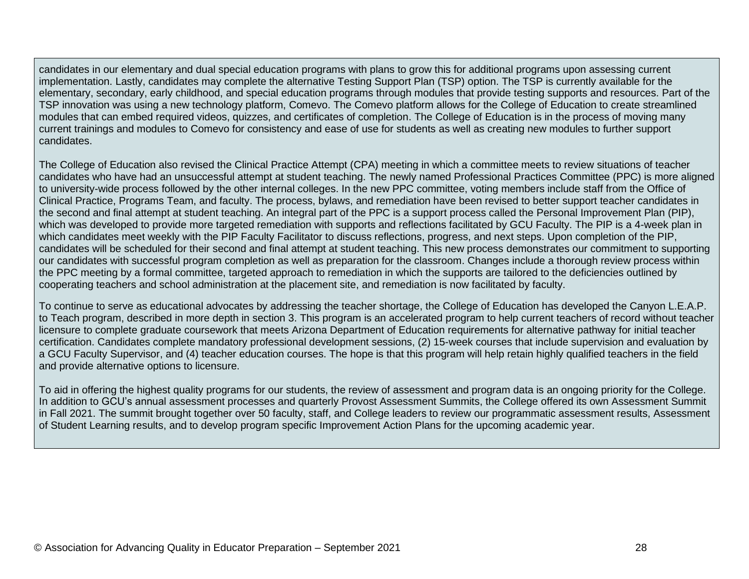candidates in our elementary and dual special education programs with plans to grow this for additional programs upon assessing current implementation. Lastly, candidates may complete the alternative Testing Support Plan (TSP) option. The TSP is currently available for the elementary, secondary, early childhood, and special education programs through modules that provide testing supports and resources. Part of the TSP innovation was using a new technology platform, Comevo. The Comevo platform allows for the College of Education to create streamlined modules that can embed required videos, quizzes, and certificates of completion. The College of Education is in the process of moving many current trainings and modules to Comevo for consistency and ease of use for students as well as creating new modules to further support candidates.

The College of Education also revised the Clinical Practice Attempt (CPA) meeting in which a committee meets to review situations of teacher candidates who have had an unsuccessful attempt at student teaching. The newly named Professional Practices Committee (PPC) is more aligned to university-wide process followed by the other internal colleges. In the new PPC committee, voting members include staff from the Office of Clinical Practice, Programs Team, and faculty. The process, bylaws, and remediation have been revised to better support teacher candidates in the second and final attempt at student teaching. An integral part of the PPC is a support process called the Personal Improvement Plan (PIP), which was developed to provide more targeted remediation with supports and reflections facilitated by GCU Faculty. The PIP is a 4-week plan in which candidates meet weekly with the PIP Faculty Facilitator to discuss reflections, progress, and next steps. Upon completion of the PIP, candidates will be scheduled for their second and final attempt at student teaching. This new process demonstrates our commitment to supporting our candidates with successful program completion as well as preparation for the classroom. Changes include a thorough review process within the PPC meeting by a formal committee, targeted approach to remediation in which the supports are tailored to the deficiencies outlined by cooperating teachers and school administration at the placement site, and remediation is now facilitated by faculty.

To continue to serve as educational advocates by addressing the teacher shortage, the College of Education has developed the Canyon L.E.A.P. to Teach program, described in more depth in section 3. This program is an accelerated program to help current teachers of record without teacher licensure to complete graduate coursework that meets Arizona Department of Education requirements for alternative pathway for initial teacher certification. Candidates complete mandatory professional development sessions, (2) 15-week courses that include supervision and evaluation by a GCU Faculty Supervisor, and (4) teacher education courses. The hope is that this program will help retain highly qualified teachers in the field and provide alternative options to licensure.

To aid in offering the highest quality programs for our students, the review of assessment and program data is an ongoing priority for the College. In addition to GCU's annual assessment processes and quarterly Provost Assessment Summits, the College offered its own Assessment Summit in Fall 2021. The summit brought together over 50 faculty, staff, and College leaders to review our programmatic assessment results, Assessment of Student Learning results, and to develop program specific Improvement Action Plans for the upcoming academic year.